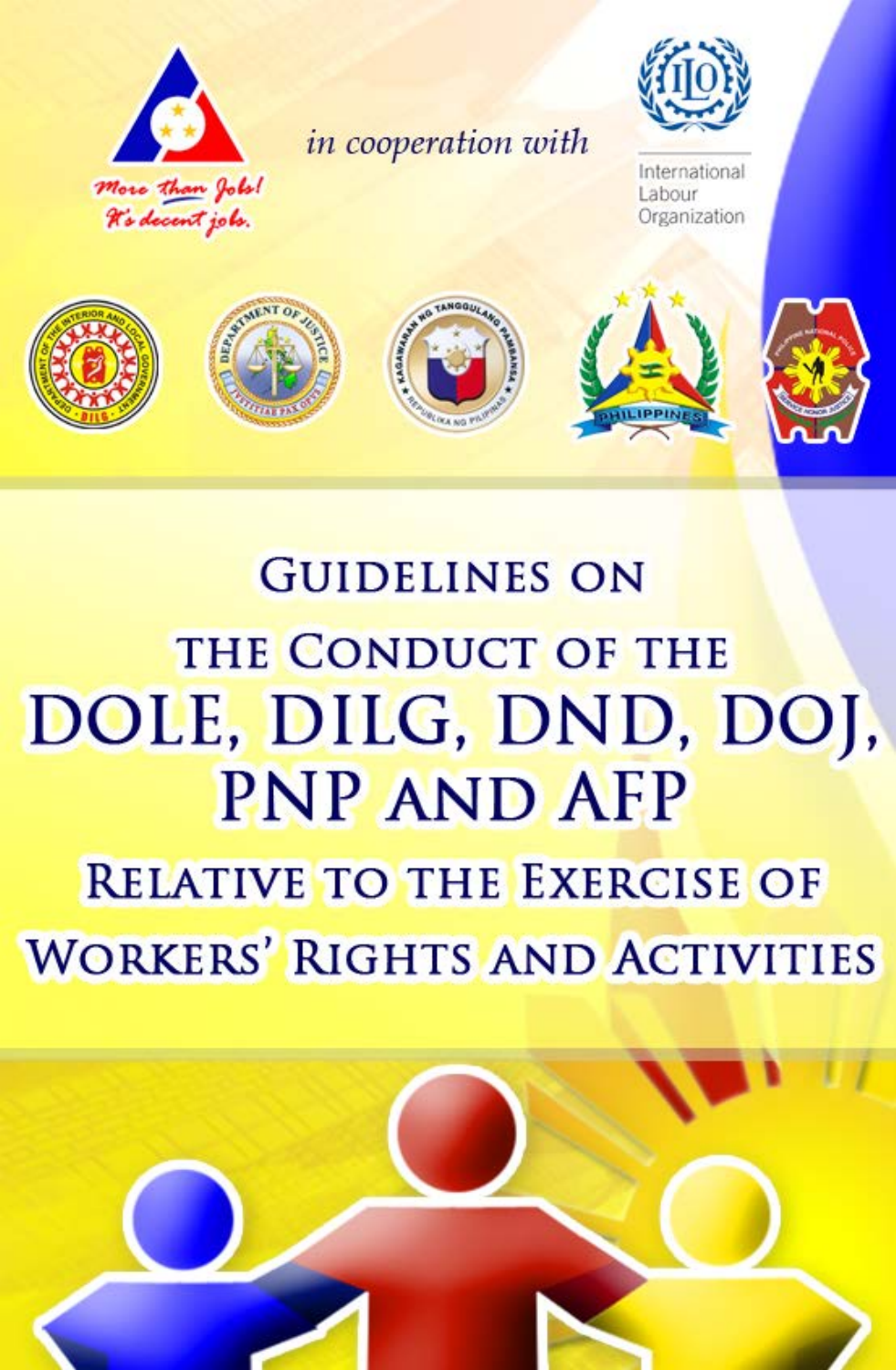*More than Jobs! It's decent jobs.*

*in cooperation with*

International Labour Organization

# GUIDELINES ON THE CONDUCT OF THE DOLE, DILG, DND, DOJ, PNP AND AFP RELATIVE TO THE EXERCISE OF WORKERS' RIGHTS AND ACTIVITIES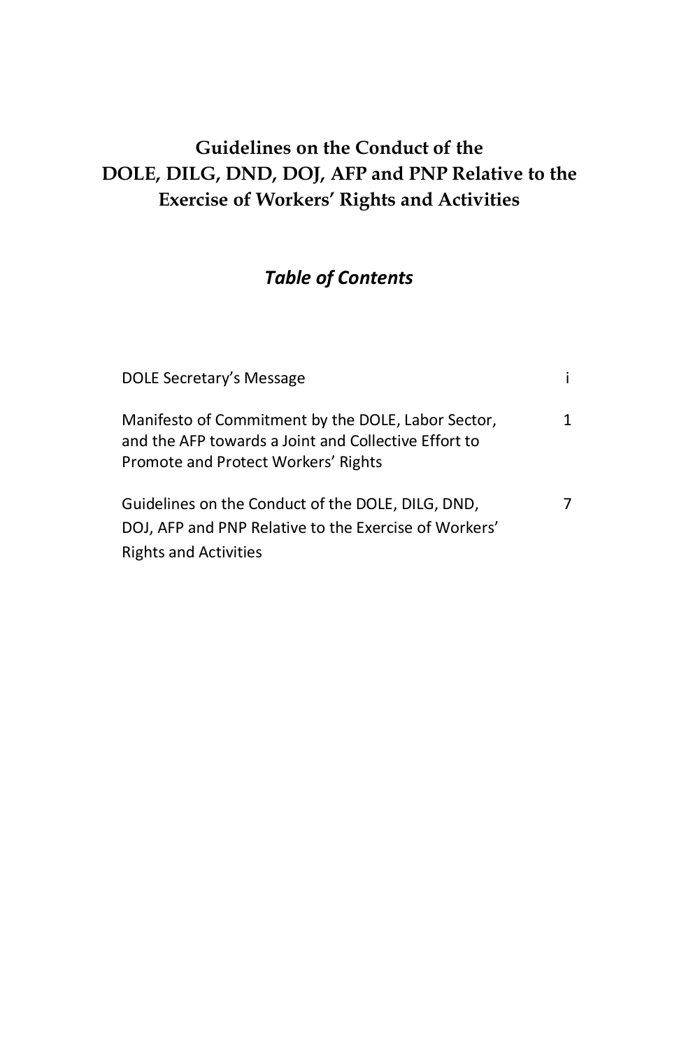# Guidelines on the Conduct of the DOLE, DILG, DND, DOJ, AFP and PNP Relative to the Exercise of Workers' Rights and Activities

## *Table of Contents*

| | |
|---|---|
| DOLE Secretary's Message | i |
| Manifesto of Commitment by the DOLE, Labor Sector, and the AFP towards a Joint and Collective Effort to Promote and Protect Workers' Rights | 1 |
| Guidelines on the Conduct of the DOLE, DILG, DND, DOJ, AFP and PNP Relative to the Exercise of Workers' Rights and Activities | 7 |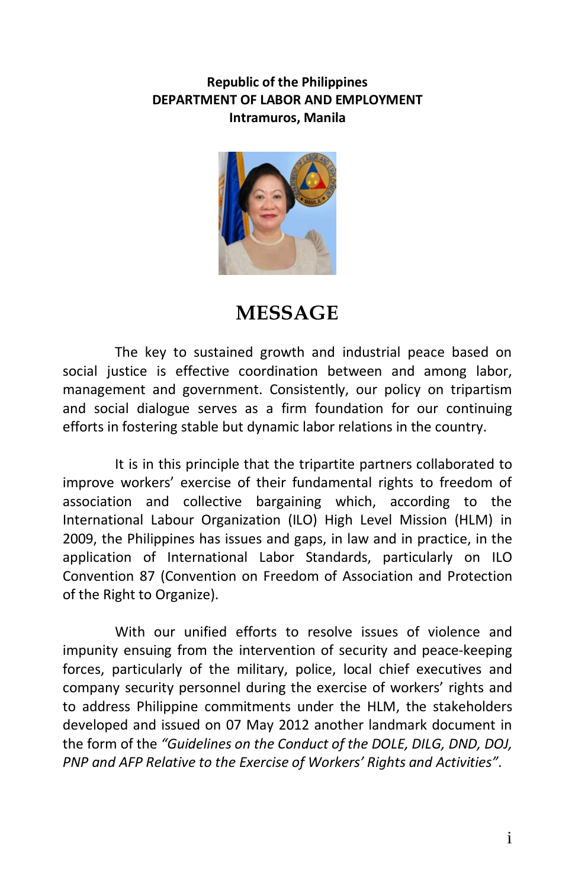**Republic of the Philippines**
**DEPARTMENT OF LABOR AND EMPLOYMENT**
**Intramuros, Manila**

# MESSAGE

The key to sustained growth and industrial peace based on social justice is effective coordination between and among labor, management and government. Consistently, our policy on tripartism and social dialogue serves as a firm foundation for our continuing efforts in fostering stable but dynamic labor relations in the country.

It is in this principle that the tripartite partners collaborated to improve workers' exercise of their fundamental rights to freedom of association and collective bargaining which, according to the International Labour Organization (ILO) High Level Mission (HLM) in 2009, the Philippines has issues and gaps, in law and in practice, in the application of International Labor Standards, particularly on ILO Convention 87 (Convention on Freedom of Association and Protection of the Right to Organize).

With our unified efforts to resolve issues of violence and impunity ensuing from the intervention of security and peace-keeping forces, particularly of the military, police, local chief executives and company security personnel during the exercise of workers' rights and to address Philippine commitments under the HLM, the stakeholders developed and issued on 07 May 2012 another landmark document in the form of the *"Guidelines on the Conduct of the DOLE, DILG, DND, DOJ, PNP and AFP Relative to the Exercise of Workers' Rights and Activities"*.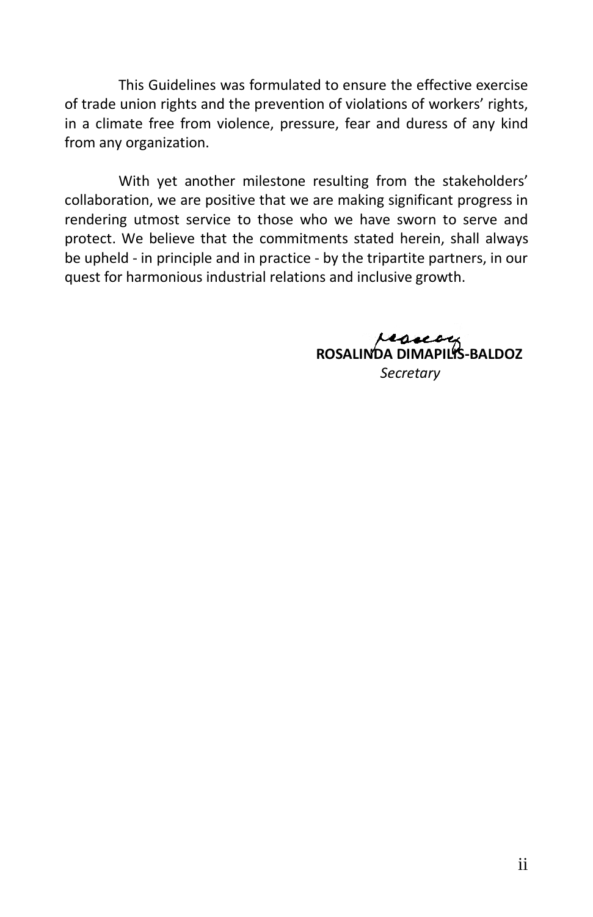This Guidelines was formulated to ensure the effective exercise of trade union rights and the prevention of violations of workers' rights, in a climate free from violence, pressure, fear and duress of any kind from any organization.

With yet another milestone resulting from the stakeholders' collaboration, we are positive that we are making significant progress in rendering utmost service to those who we have sworn to serve and protect. We believe that the commitments stated herein, shall always be upheld - in principle and in practice - by the tripartite partners, in our quest for harmonious industrial relations and inclusive growth.

**ROSALINDA DIMAPILIS-BALDOZ**
*Secretary*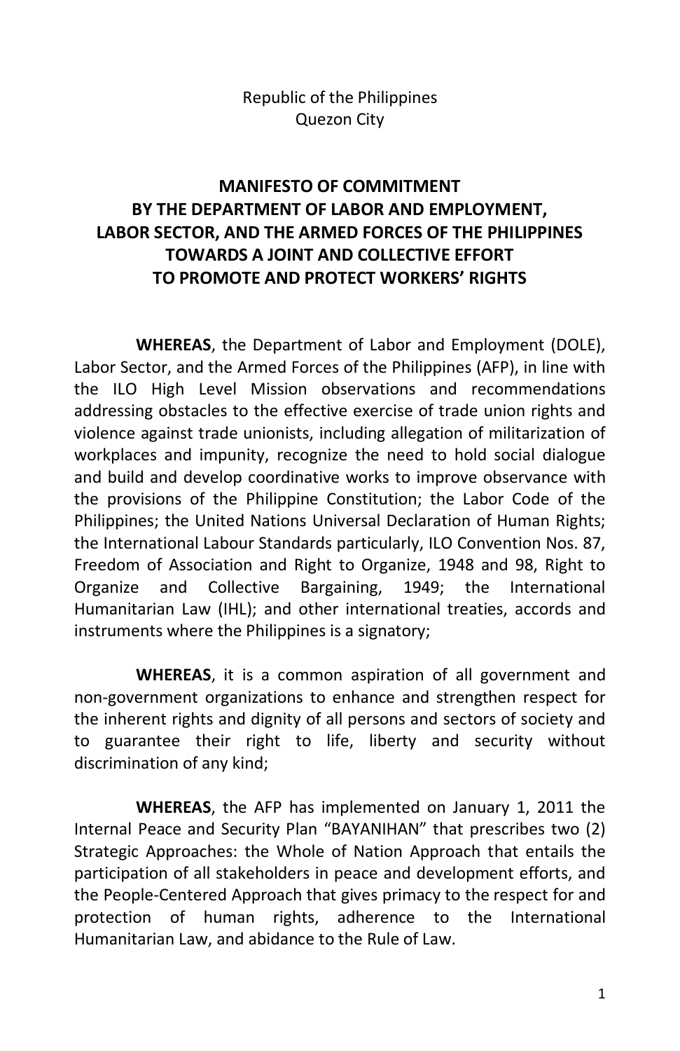Republic of the Philippines
Quezon City

# MANIFESTO OF COMMITMENT BY THE DEPARTMENT OF LABOR AND EMPLOYMENT, LABOR SECTOR, AND THE ARMED FORCES OF THE PHILIPPINES TOWARDS A JOINT AND COLLECTIVE EFFORT TO PROMOTE AND PROTECT WORKERS' RIGHTS

**WHEREAS**, the Department of Labor and Employment (DOLE), Labor Sector, and the Armed Forces of the Philippines (AFP), in line with the ILO High Level Mission observations and recommendations addressing obstacles to the effective exercise of trade union rights and violence against trade unionists, including allegation of militarization of workplaces and impunity, recognize the need to hold social dialogue and build and develop coordinative works to improve observance with the provisions of the Philippine Constitution; the Labor Code of the Philippines; the United Nations Universal Declaration of Human Rights; the International Labour Standards particularly, ILO Convention Nos. 87, Freedom of Association and Right to Organize, 1948 and 98, Right to Organize and Collective Bargaining, 1949; the International Humanitarian Law (IHL); and other international treaties, accords and instruments where the Philippines is a signatory;

**WHEREAS**, it is a common aspiration of all government and non-government organizations to enhance and strengthen respect for the inherent rights and dignity of all persons and sectors of society and to guarantee their right to life, liberty and security without discrimination of any kind;

**WHEREAS**, the AFP has implemented on January 1, 2011 the Internal Peace and Security Plan "BAYANIHAN" that prescribes two (2) Strategic Approaches: the Whole of Nation Approach that entails the participation of all stakeholders in peace and development efforts, and the People-Centered Approach that gives primacy to the respect for and protection of human rights, adherence to the International Humanitarian Law, and abidance to the Rule of Law.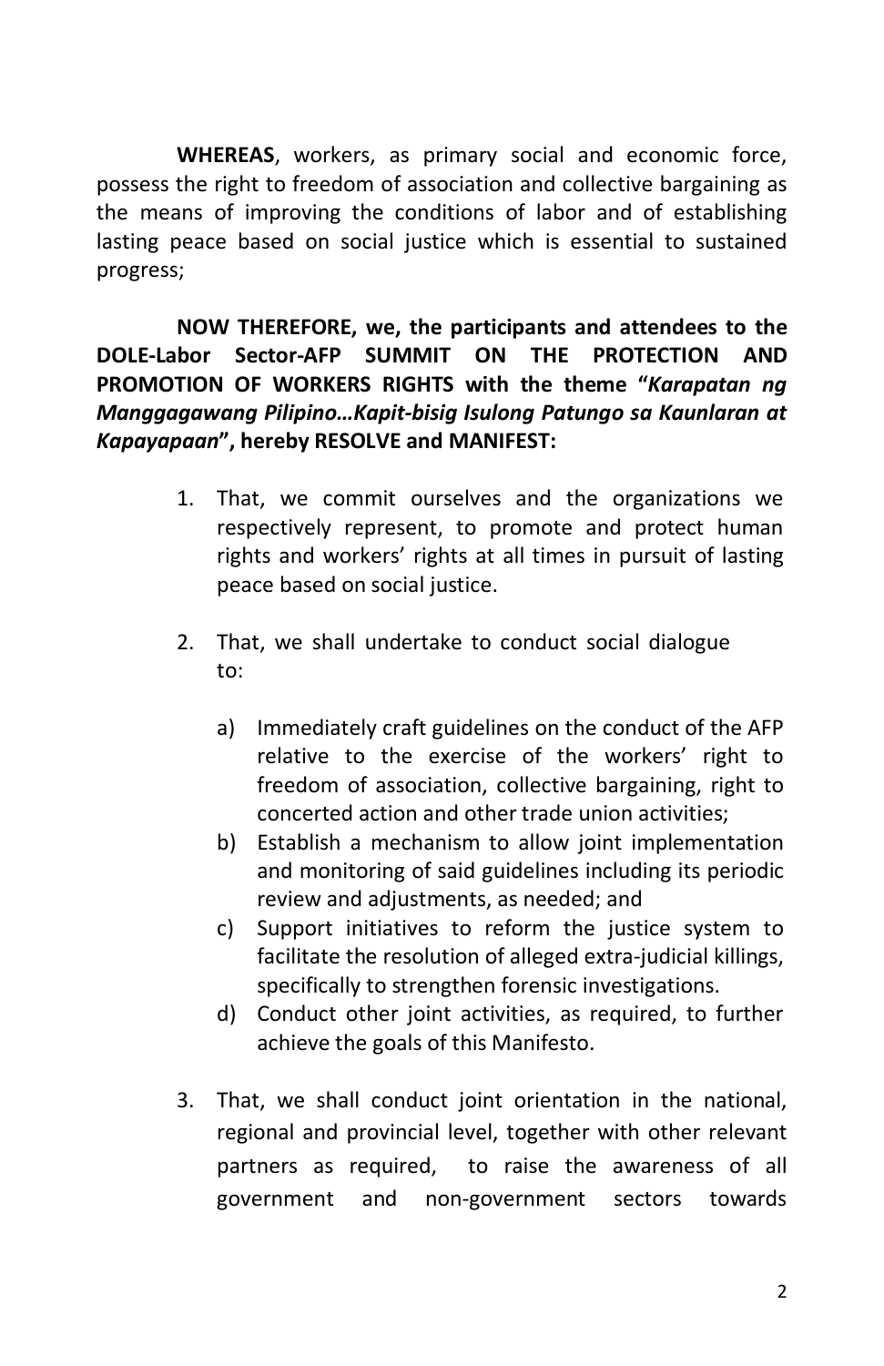**WHEREAS**, workers, as primary social and economic force, possess the right to freedom of association and collective bargaining as the means of improving the conditions of labor and of establishing lasting peace based on social justice which is essential to sustained progress;

**NOW THEREFORE, we, the participants and attendees to the DOLE-Labor Sector-AFP SUMMIT ON THE PROTECTION AND PROMOTION OF WORKERS RIGHTS with the theme "*Karapatan ng Manggagawang Pilipino…Kapit-bisig Isulong Patungo sa Kaunlaran at Kapayapaan*", hereby RESOLVE and MANIFEST:**

1. That, we commit ourselves and the organizations we respectively represent, to promote and protect human rights and workers' rights at all times in pursuit of lasting peace based on social justice.

2. That, we shall undertake to conduct social dialogue to:

   a) Immediately craft guidelines on the conduct of the AFP relative to the exercise of the workers' right to freedom of association, collective bargaining, right to concerted action and other trade union activities;
   b) Establish a mechanism to allow joint implementation and monitoring of said guidelines including its periodic review and adjustments, as needed; and
   c) Support initiatives to reform the justice system to facilitate the resolution of alleged extra-judicial killings, specifically to strengthen forensic investigations.
   d) Conduct other joint activities, as required, to further achieve the goals of this Manifesto.

3. That, we shall conduct joint orientation in the national, regional and provincial level, together with other relevant partners as required, to raise the awareness of all government and non-government sectors towards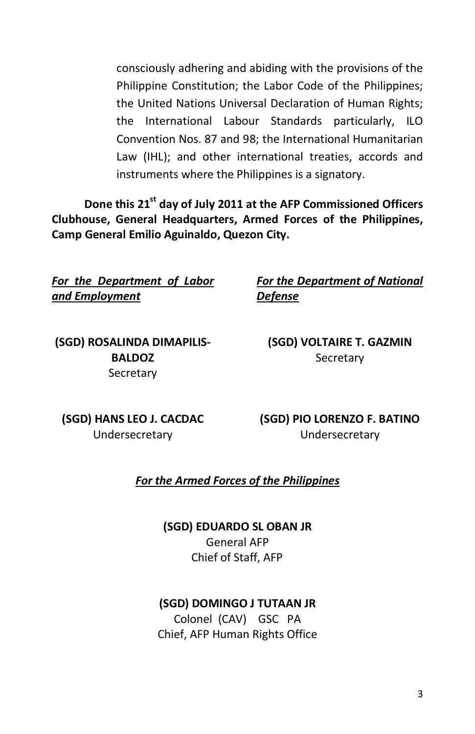consciously adhering and abiding with the provisions of the Philippine Constitution; the Labor Code of the Philippines; the United Nations Universal Declaration of Human Rights; the International Labour Standards particularly, ILO Convention Nos. 87 and 98; the International Humanitarian Law (IHL); and other international treaties, accords and instruments where the Philippines is a signatory.

**Done this 21st day of July 2011 at the AFP Commissioned Officers Clubhouse, General Headquarters, Armed Forces of the Philippines, Camp General Emilio Aguinaldo, Quezon City.**

***For the Department of Labor and Employment***

**(SGD) ROSALINDA DIMAPILIS-BALDOZ**
Secretary

**(SGD) HANS LEO J. CACDAC**
Undersecretary

***For the Department of National Defense***

**(SGD) VOLTAIRE T. GAZMIN**
Secretary

**(SGD) PIO LORENZO F. BATINO**
Undersecretary

***For the Armed Forces of the Philippines***

**(SGD) EDUARDO SL OBAN JR**
General AFP
Chief of Staff, AFP

**(SGD) DOMINGO J TUTAAN JR**
Colonel (CAV) GSC PA
Chief, AFP Human Rights Office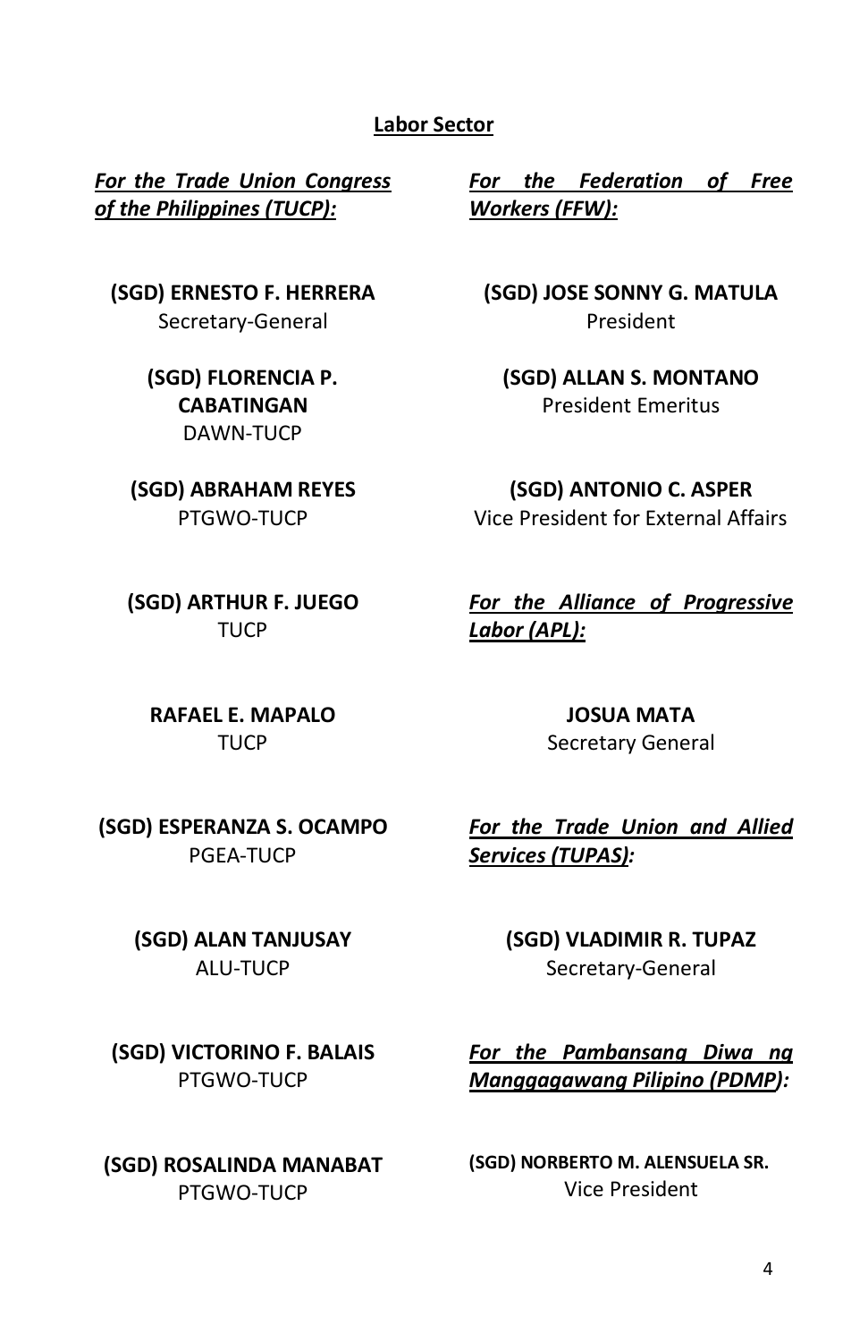**Labor Sector**

***For the Trade Union Congress of the Philippines (TUCP):***

**(SGD) ERNESTO F. HERRERA**
Secretary-General

**(SGD) FLORENCIA P. CABATINGAN**
DAWN-TUCP

**(SGD) ABRAHAM REYES**
PTGWO-TUCP

**(SGD) ARTHUR F. JUEGO**
TUCP

**RAFAEL E. MAPALO**
TUCP

**(SGD) ESPERANZA S. OCAMPO**
PGEA-TUCP

**(SGD) ALAN TANJUSAY**
ALU-TUCP

**(SGD) VICTORINO F. BALAIS**
PTGWO-TUCP

**(SGD) ROSALINDA MANABAT**
PTGWO-TUCP

***For the Federation of Free Workers (FFW):***

**(SGD) JOSE SONNY G. MATULA**
President

**(SGD) ALLAN S. MONTANO**
President Emeritus

**(SGD) ANTONIO C. ASPER**
Vice President for External Affairs

***For the Alliance of Progressive Labor (APL):***

**JOSUA MATA**
Secretary General

***For the Trade Union and Allied Services (TUPAS):***

**(SGD) VLADIMIR R. TUPAZ**
Secretary-General

***For the Pambansang Diwa ng Manggagawang Pilipino (PDMP):***

**(SGD) NORBERTO M. ALENSUELA SR.**
Vice President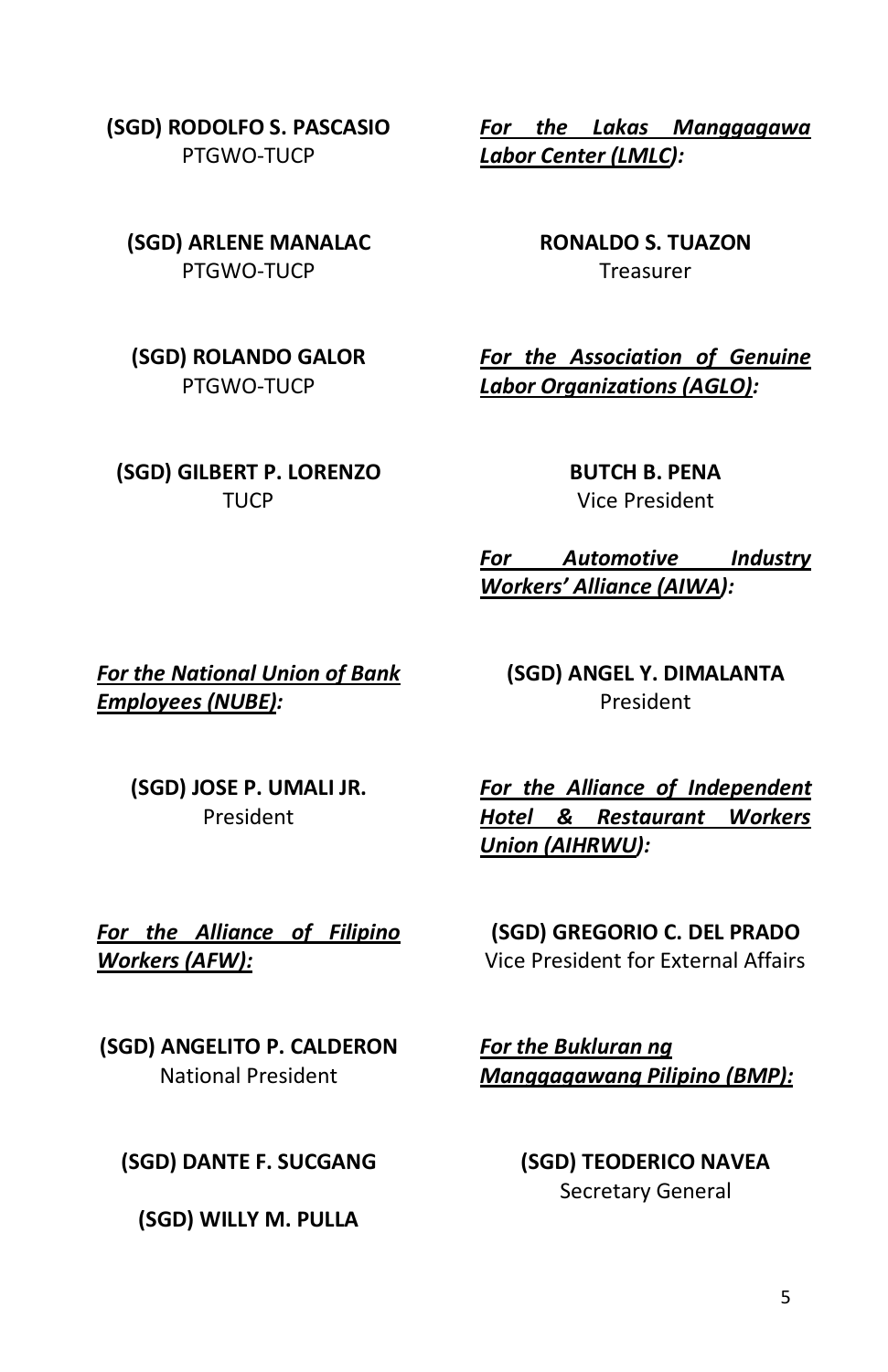**(SGD) RODOLFO S. PASCASIO**
PTGWO-TUCP

**(SGD) ARLENE MANALAC**
PTGWO-TUCP

**(SGD) ROLANDO GALOR**
PTGWO-TUCP

**(SGD) GILBERT P. LORENZO**
TUCP

***For the National Union of Bank Employees (NUBE):***

**(SGD) JOSE P. UMALI JR.**
President

***For the Alliance of Filipino Workers (AFW):***

**(SGD) ANGELITO P. CALDERON**
National President

**(SGD) DANTE F. SUCGANG**

**(SGD) WILLY M. PULLA**

***For the Lakas Manggagawa Labor Center (LMLC):***

**RONALDO S. TUAZON**
Treasurer

***For the Association of Genuine Labor Organizations (AGLO):***

**BUTCH B. PENA**
Vice President

***For Automotive Industry Workers' Alliance (AIWA):***

**(SGD) ANGEL Y. DIMALANTA**
President

***For the Alliance of Independent Hotel & Restaurant Workers Union (AIHRWU):***

**(SGD) GREGORIO C. DEL PRADO**
Vice President for External Affairs

***For the Bukluran ng Manggagawang Pilipino (BMP):***

**(SGD) TEODERICO NAVEA**
Secretary General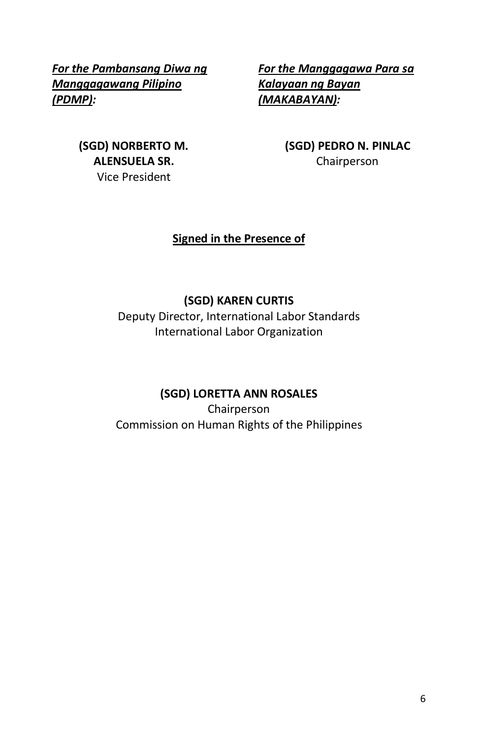***For the Pambansang Diwa ng Manggagawang Pilipino (PDMP):***

**(SGD) NORBERTO M. ALENSUELA SR.**
Vice President

***For the Manggagawa Para sa Kalayaan ng Bayan (MAKABAYAN):***

**(SGD) PEDRO N. PINLAC**
Chairperson

**Signed in the Presence of**

**(SGD) KAREN CURTIS**
Deputy Director, International Labor Standards
International Labor Organization

**(SGD) LORETTA ANN ROSALES**
Chairperson
Commission on Human Rights of the Philippines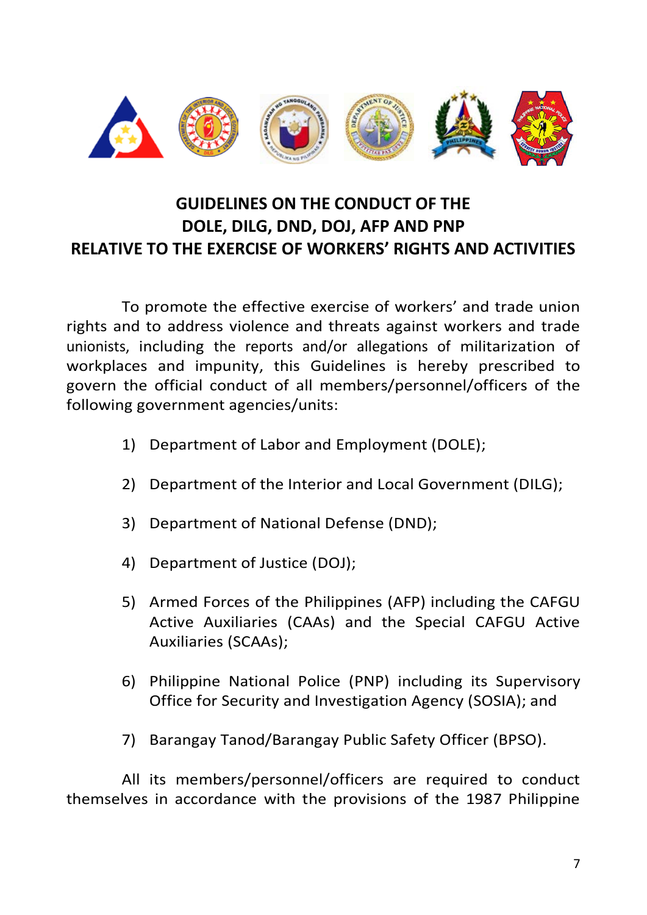# GUIDELINES ON THE CONDUCT OF THE DOLE, DILG, DND, DOJ, AFP AND PNP RELATIVE TO THE EXERCISE OF WORKERS' RIGHTS AND ACTIVITIES

To promote the effective exercise of workers' and trade union rights and to address violence and threats against workers and trade unionists, including the reports and/or allegations of militarization of workplaces and impunity, this Guidelines is hereby prescribed to govern the official conduct of all members/personnel/officers of the following government agencies/units:

1) Department of Labor and Employment (DOLE);

2) Department of the Interior and Local Government (DILG);

3) Department of National Defense (DND);

4) Department of Justice (DOJ);

5) Armed Forces of the Philippines (AFP) including the CAFGU Active Auxiliaries (CAAs) and the Special CAFGU Active Auxiliaries (SCAAs);

6) Philippine National Police (PNP) including its Supervisory Office for Security and Investigation Agency (SOSIA); and

7) Barangay Tanod/Barangay Public Safety Officer (BPSO).

All its members/personnel/officers are required to conduct themselves in accordance with the provisions of the 1987 Philippine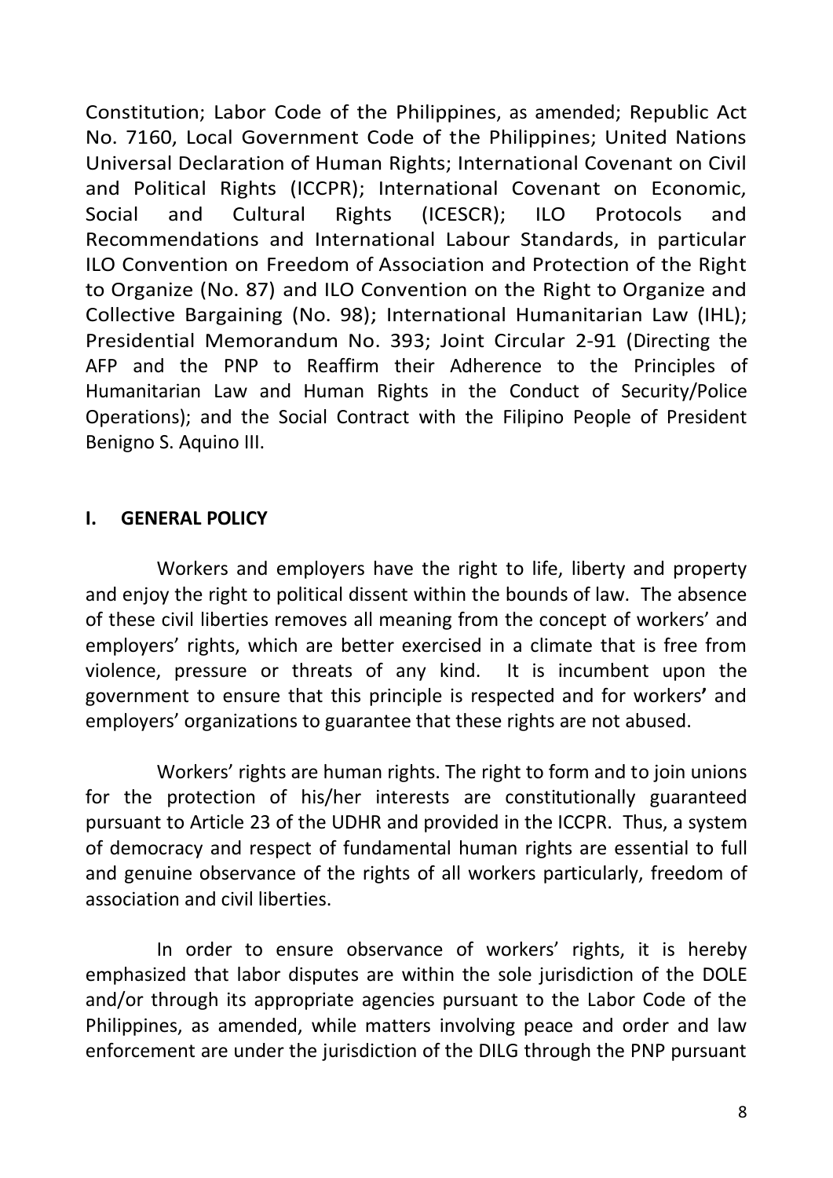Constitution; Labor Code of the Philippines, as amended; Republic Act No. 7160, Local Government Code of the Philippines; United Nations Universal Declaration of Human Rights; International Covenant on Civil and Political Rights (ICCPR); International Covenant on Economic, Social and Cultural Rights (ICESCR); ILO Protocols and Recommendations and International Labour Standards, in particular ILO Convention on Freedom of Association and Protection of the Right to Organize (No. 87) and ILO Convention on the Right to Organize and Collective Bargaining (No. 98); International Humanitarian Law (IHL); Presidential Memorandum No. 393; Joint Circular 2-91 (Directing the AFP and the PNP to Reaffirm their Adherence to the Principles of Humanitarian Law and Human Rights in the Conduct of Security/Police Operations); and the Social Contract with the Filipino People of President Benigno S. Aquino III.

## I. GENERAL POLICY

Workers and employers have the right to life, liberty and property and enjoy the right to political dissent within the bounds of law. The absence of these civil liberties removes all meaning from the concept of workers' and employers' rights, which are better exercised in a climate that is free from violence, pressure or threats of any kind. It is incumbent upon the government to ensure that this principle is respected and for workers' and employers' organizations to guarantee that these rights are not abused.

Workers' rights are human rights. The right to form and to join unions for the protection of his/her interests are constitutionally guaranteed pursuant to Article 23 of the UDHR and provided in the ICCPR. Thus, a system of democracy and respect of fundamental human rights are essential to full and genuine observance of the rights of all workers particularly, freedom of association and civil liberties.

In order to ensure observance of workers' rights, it is hereby emphasized that labor disputes are within the sole jurisdiction of the DOLE and/or through its appropriate agencies pursuant to the Labor Code of the Philippines, as amended, while matters involving peace and order and law enforcement are under the jurisdiction of the DILG through the PNP pursuant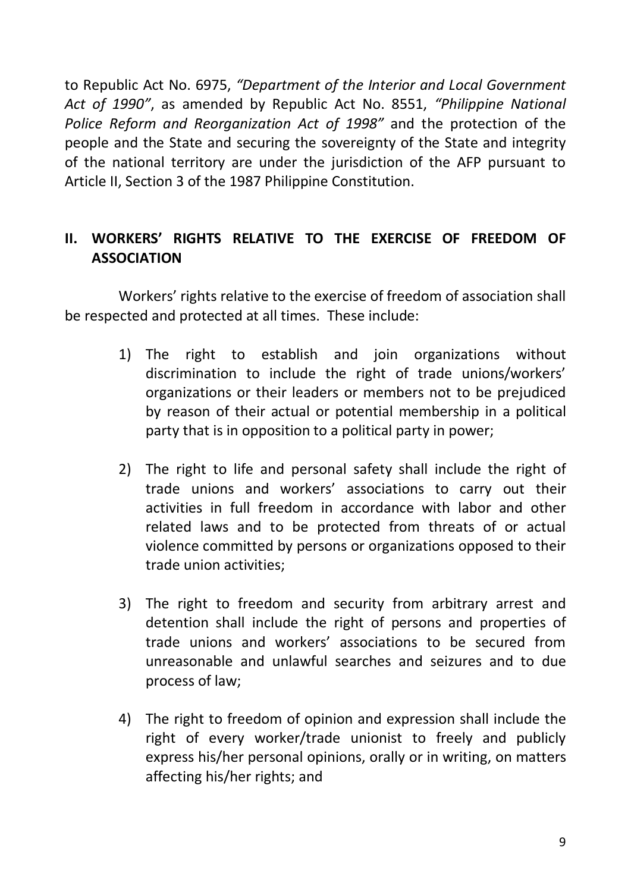to Republic Act No. 6975, *"Department of the Interior and Local Government Act of 1990"*, as amended by Republic Act No. 8551, *"Philippine National Police Reform and Reorganization Act of 1998"* and the protection of the people and the State and securing the sovereignty of the State and integrity of the national territory are under the jurisdiction of the AFP pursuant to Article II, Section 3 of the 1987 Philippine Constitution.

## II. WORKERS' RIGHTS RELATIVE TO THE EXERCISE OF FREEDOM OF ASSOCIATION

Workers' rights relative to the exercise of freedom of association shall be respected and protected at all times. These include:

1) The right to establish and join organizations without discrimination to include the right of trade unions/workers' organizations or their leaders or members not to be prejudiced by reason of their actual or potential membership in a political party that is in opposition to a political party in power;

2) The right to life and personal safety shall include the right of trade unions and workers' associations to carry out their activities in full freedom in accordance with labor and other related laws and to be protected from threats of or actual violence committed by persons or organizations opposed to their trade union activities;

3) The right to freedom and security from arbitrary arrest and detention shall include the right of persons and properties of trade unions and workers' associations to be secured from unreasonable and unlawful searches and seizures and to due process of law;

4) The right to freedom of opinion and expression shall include the right of every worker/trade unionist to freely and publicly express his/her personal opinions, orally or in writing, on matters affecting his/her rights; and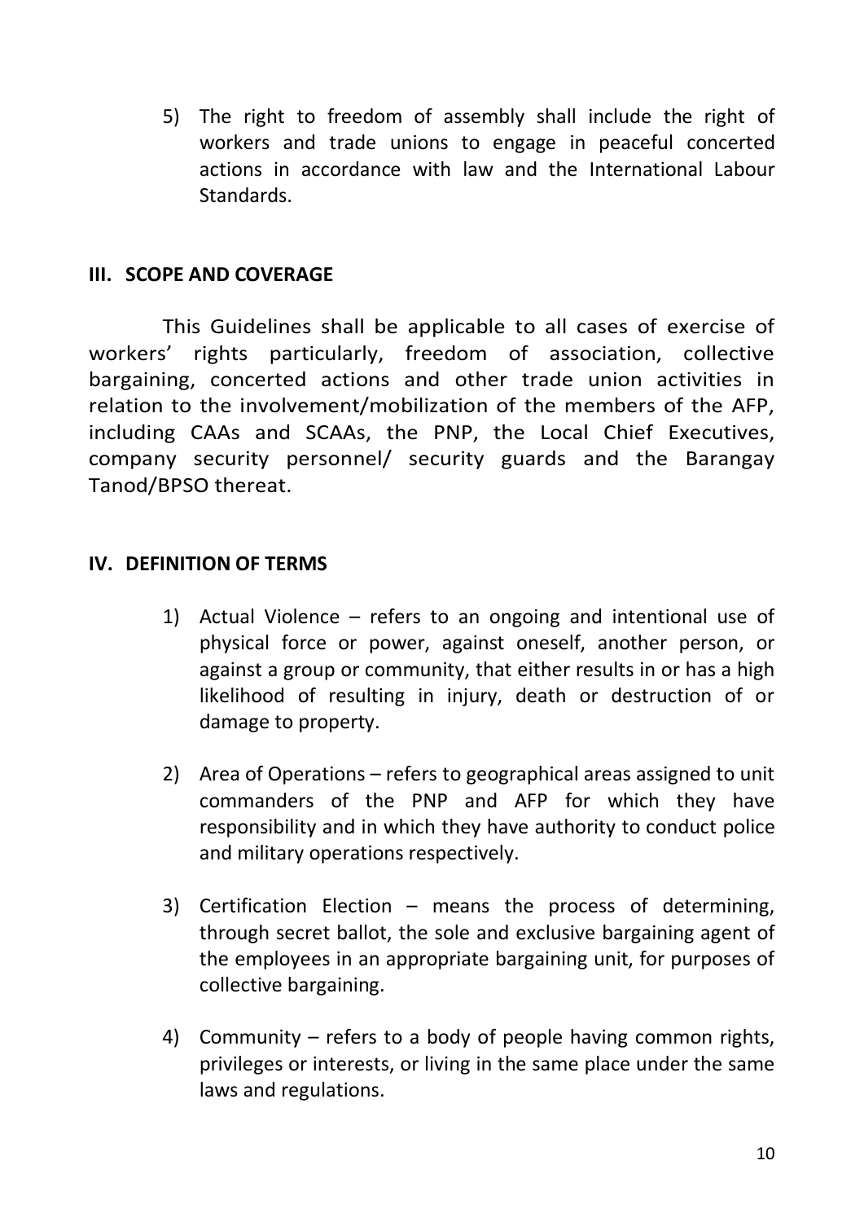5) The right to freedom of assembly shall include the right of workers and trade unions to engage in peaceful concerted actions in accordance with law and the International Labour Standards.

## III. SCOPE AND COVERAGE

This Guidelines shall be applicable to all cases of exercise of workers' rights particularly, freedom of association, collective bargaining, concerted actions and other trade union activities in relation to the involvement/mobilization of the members of the AFP, including CAAs and SCAAs, the PNP, the Local Chief Executives, company security personnel/ security guards and the Barangay Tanod/BPSO thereat.

## IV. DEFINITION OF TERMS

1) Actual Violence – refers to an ongoing and intentional use of physical force or power, against oneself, another person, or against a group or community, that either results in or has a high likelihood of resulting in injury, death or destruction of or damage to property.

2) Area of Operations – refers to geographical areas assigned to unit commanders of the PNP and AFP for which they have responsibility and in which they have authority to conduct police and military operations respectively.

3) Certification Election – means the process of determining, through secret ballot, the sole and exclusive bargaining agent of the employees in an appropriate bargaining unit, for purposes of collective bargaining.

4) Community – refers to a body of people having common rights, privileges or interests, or living in the same place under the same laws and regulations.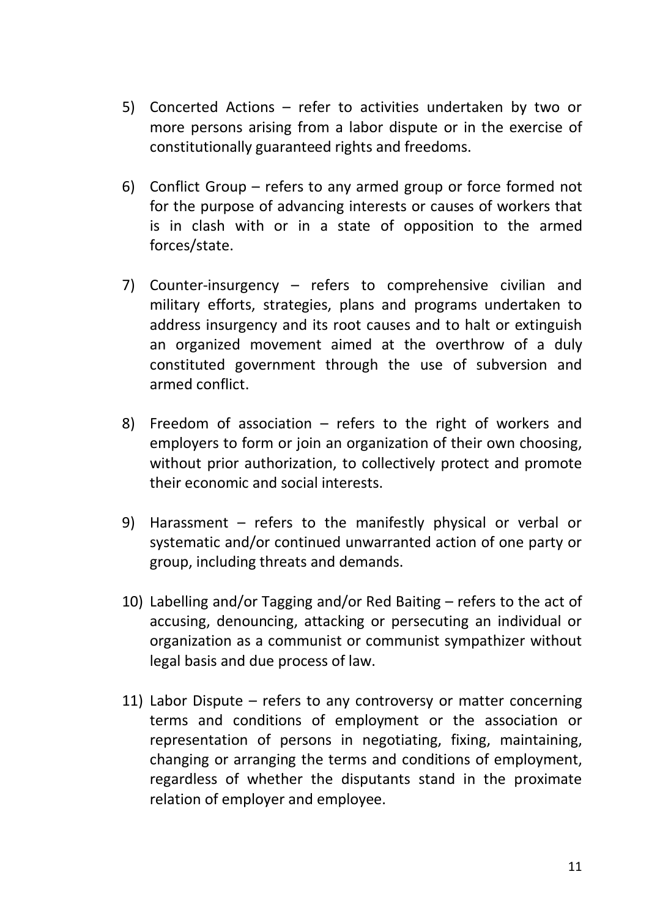5) Concerted Actions – refer to activities undertaken by two or more persons arising from a labor dispute or in the exercise of constitutionally guaranteed rights and freedoms.

6) Conflict Group – refers to any armed group or force formed not for the purpose of advancing interests or causes of workers that is in clash with or in a state of opposition to the armed forces/state.

7) Counter-insurgency – refers to comprehensive civilian and military efforts, strategies, plans and programs undertaken to address insurgency and its root causes and to halt or extinguish an organized movement aimed at the overthrow of a duly constituted government through the use of subversion and armed conflict.

8) Freedom of association – refers to the right of workers and employers to form or join an organization of their own choosing, without prior authorization, to collectively protect and promote their economic and social interests.

9) Harassment – refers to the manifestly physical or verbal or systematic and/or continued unwarranted action of one party or group, including threats and demands.

10) Labelling and/or Tagging and/or Red Baiting – refers to the act of accusing, denouncing, attacking or persecuting an individual or organization as a communist or communist sympathizer without legal basis and due process of law.

11) Labor Dispute – refers to any controversy or matter concerning terms and conditions of employment or the association or representation of persons in negotiating, fixing, maintaining, changing or arranging the terms and conditions of employment, regardless of whether the disputants stand in the proximate relation of employer and employee.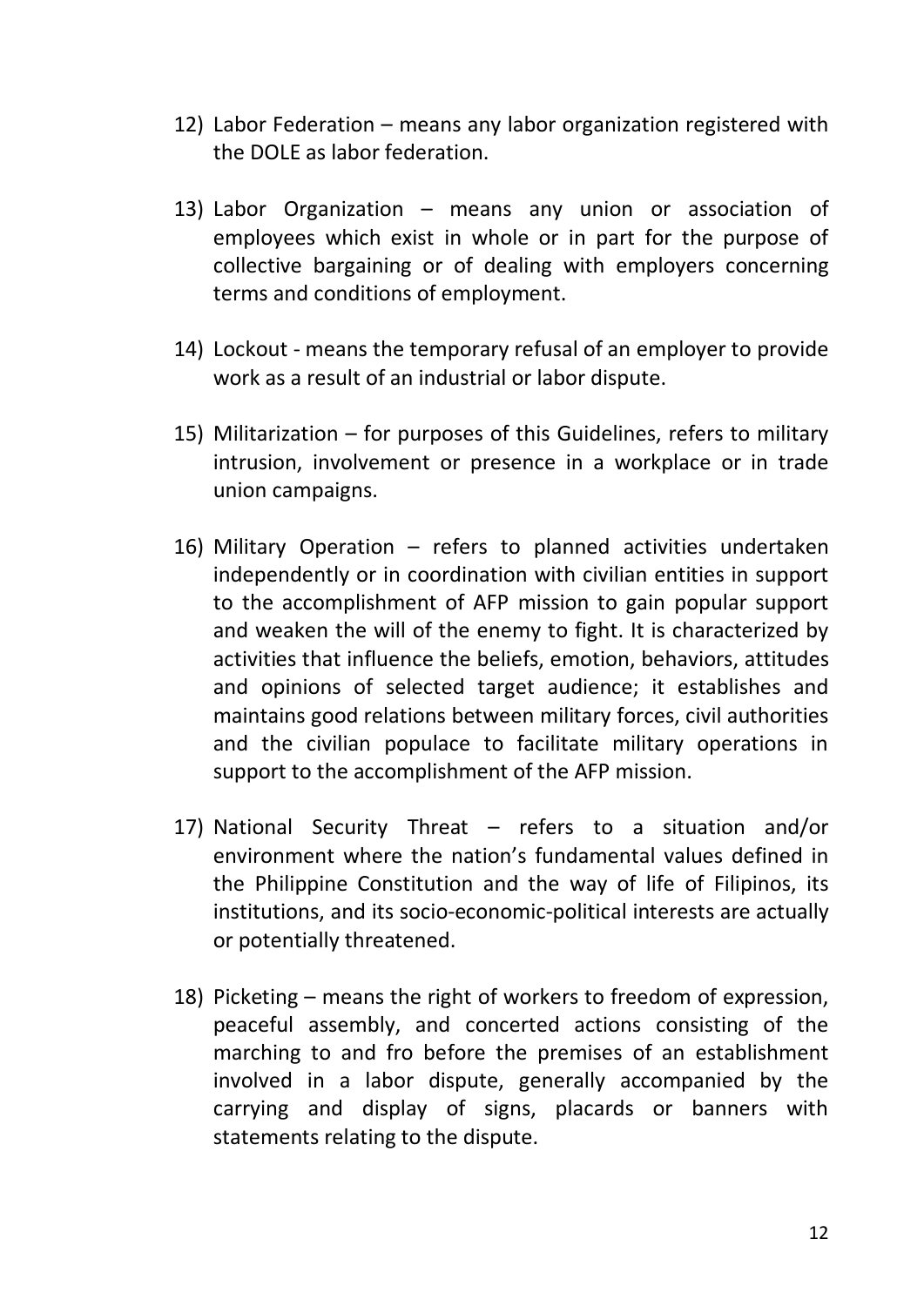12) Labor Federation – means any labor organization registered with the DOLE as labor federation.

13) Labor Organization – means any union or association of employees which exist in whole or in part for the purpose of collective bargaining or of dealing with employers concerning terms and conditions of employment.

14) Lockout - means the temporary refusal of an employer to provide work as a result of an industrial or labor dispute.

15) Militarization – for purposes of this Guidelines, refers to military intrusion, involvement or presence in a workplace or in trade union campaigns.

16) Military Operation – refers to planned activities undertaken independently or in coordination with civilian entities in support to the accomplishment of AFP mission to gain popular support and weaken the will of the enemy to fight. It is characterized by activities that influence the beliefs, emotion, behaviors, attitudes and opinions of selected target audience; it establishes and maintains good relations between military forces, civil authorities and the civilian populace to facilitate military operations in support to the accomplishment of the AFP mission.

17) National Security Threat – refers to a situation and/or environment where the nation's fundamental values defined in the Philippine Constitution and the way of life of Filipinos, its institutions, and its socio-economic-political interests are actually or potentially threatened.

18) Picketing – means the right of workers to freedom of expression, peaceful assembly, and concerted actions consisting of the marching to and fro before the premises of an establishment involved in a labor dispute, generally accompanied by the carrying and display of signs, placards or banners with statements relating to the dispute.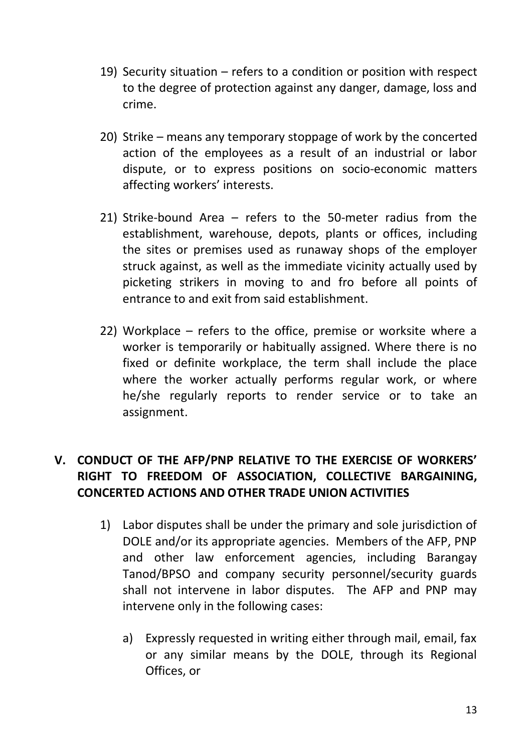19) Security situation – refers to a condition or position with respect to the degree of protection against any danger, damage, loss and crime.

20) Strike – means any temporary stoppage of work by the concerted action of the employees as a result of an industrial or labor dispute, or to express positions on socio-economic matters affecting workers' interests.

21) Strike-bound Area – refers to the 50-meter radius from the establishment, warehouse, depots, plants or offices, including the sites or premises used as runaway shops of the employer struck against, as well as the immediate vicinity actually used by picketing strikers in moving to and fro before all points of entrance to and exit from said establishment.

22) Workplace – refers to the office, premise or worksite where a worker is temporarily or habitually assigned. Where there is no fixed or definite workplace, the term shall include the place where the worker actually performs regular work, or where he/she regularly reports to render service or to take an assignment.

## V. CONDUCT OF THE AFP/PNP RELATIVE TO THE EXERCISE OF WORKERS' RIGHT TO FREEDOM OF ASSOCIATION, COLLECTIVE BARGAINING, CONCERTED ACTIONS AND OTHER TRADE UNION ACTIVITIES

1) Labor disputes shall be under the primary and sole jurisdiction of DOLE and/or its appropriate agencies. Members of the AFP, PNP and other law enforcement agencies, including Barangay Tanod/BPSO and company security personnel/security guards shall not intervene in labor disputes. The AFP and PNP may intervene only in the following cases:

   a) Expressly requested in writing either through mail, email, fax or any similar means by the DOLE, through its Regional Offices, or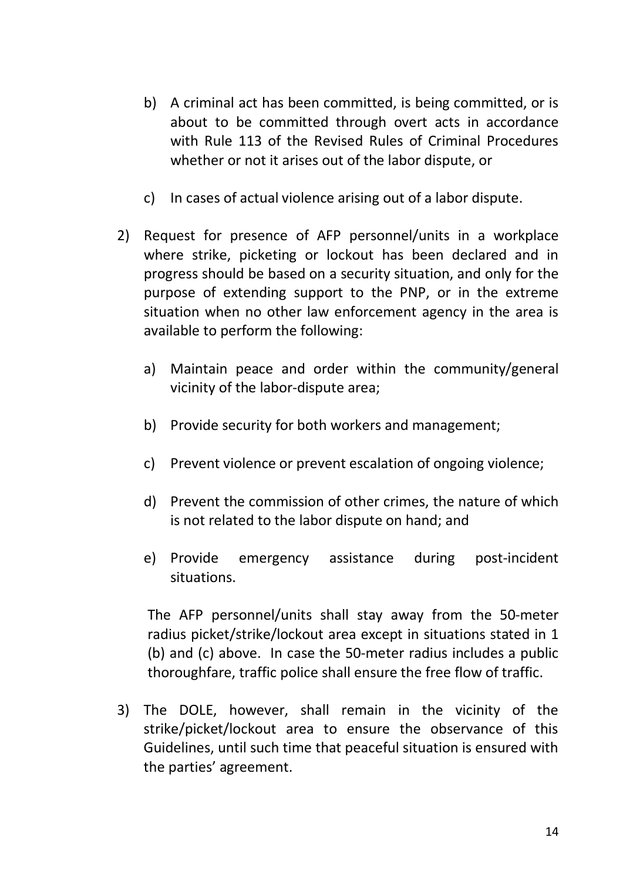b) A criminal act has been committed, is being committed, or is about to be committed through overt acts in accordance with Rule 113 of the Revised Rules of Criminal Procedures whether or not it arises out of the labor dispute, or

   c) In cases of actual violence arising out of a labor dispute.

2) Request for presence of AFP personnel/units in a workplace where strike, picketing or lockout has been declared and in progress should be based on a security situation, and only for the purpose of extending support to the PNP, or in the extreme situation when no other law enforcement agency in the area is available to perform the following:

   a) Maintain peace and order within the community/general vicinity of the labor-dispute area;

   b) Provide security for both workers and management;

   c) Prevent violence or prevent escalation of ongoing violence;

   d) Prevent the commission of other crimes, the nature of which is not related to the labor dispute on hand; and

   e) Provide emergency assistance during post-incident situations.

   The AFP personnel/units shall stay away from the 50-meter radius picket/strike/lockout area except in situations stated in 1 (b) and (c) above. In case the 50-meter radius includes a public thoroughfare, traffic police shall ensure the free flow of traffic.

3) The DOLE, however, shall remain in the vicinity of the strike/picket/lockout area to ensure the observance of this Guidelines, until such time that peaceful situation is ensured with the parties' agreement.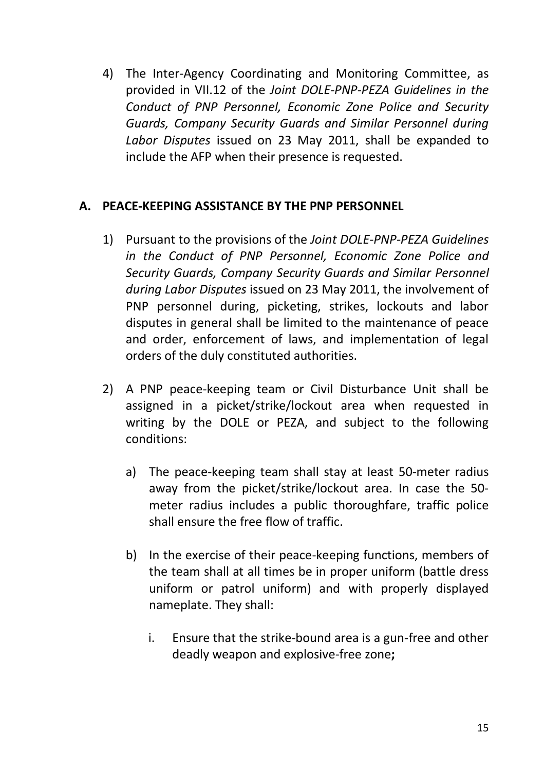4) The Inter-Agency Coordinating and Monitoring Committee, as provided in VII.12 of the *Joint DOLE-PNP-PEZA Guidelines in the Conduct of PNP Personnel, Economic Zone Police and Security Guards, Company Security Guards and Similar Personnel during Labor Disputes* issued on 23 May 2011, shall be expanded to include the AFP when their presence is requested.

## A. PEACE-KEEPING ASSISTANCE BY THE PNP PERSONNEL

1) Pursuant to the provisions of the *Joint DOLE-PNP-PEZA Guidelines in the Conduct of PNP Personnel, Economic Zone Police and Security Guards, Company Security Guards and Similar Personnel during Labor Disputes* issued on 23 May 2011, the involvement of PNP personnel during, picketing, strikes, lockouts and labor disputes in general shall be limited to the maintenance of peace and order, enforcement of laws, and implementation of legal orders of the duly constituted authorities.

2) A PNP peace-keeping team or Civil Disturbance Unit shall be assigned in a picket/strike/lockout area when requested in writing by the DOLE or PEZA, and subject to the following conditions:

   a) The peace-keeping team shall stay at least 50-meter radius away from the picket/strike/lockout area. In case the 50-meter radius includes a public thoroughfare, traffic police shall ensure the free flow of traffic.

   b) In the exercise of their peace-keeping functions, members of the team shall at all times be in proper uniform (battle dress uniform or patrol uniform) and with properly displayed nameplate. They shall:

      i. Ensure that the strike-bound area is a gun-free and other deadly weapon and explosive-free zone**;**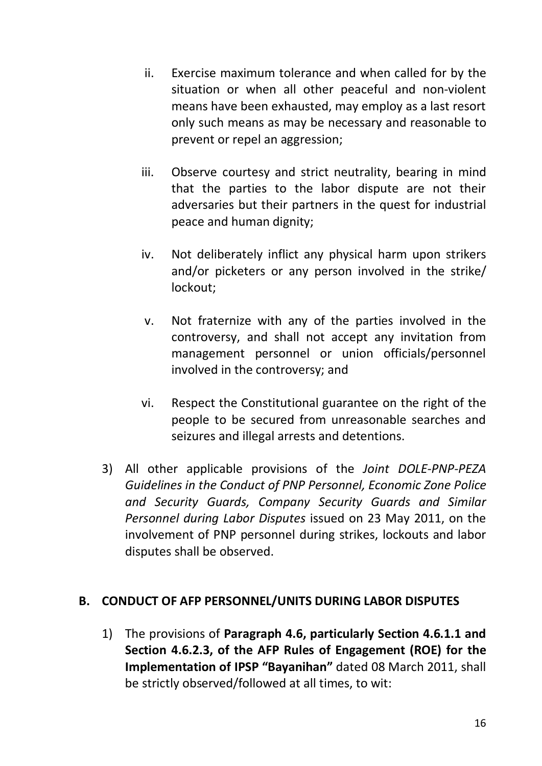ii. Exercise maximum tolerance and when called for by the situation or when all other peaceful and non-violent means have been exhausted, may employ as a last resort only such means as may be necessary and reasonable to prevent or repel an aggression;

iii. Observe courtesy and strict neutrality, bearing in mind that the parties to the labor dispute are not their adversaries but their partners in the quest for industrial peace and human dignity;

iv. Not deliberately inflict any physical harm upon strikers and/or picketers or any person involved in the strike/ lockout;

v. Not fraternize with any of the parties involved in the controversy, and shall not accept any invitation from management personnel or union officials/personnel involved in the controversy; and

vi. Respect the Constitutional guarantee on the right of the people to be secured from unreasonable searches and seizures and illegal arrests and detentions.

3) All other applicable provisions of the *Joint DOLE-PNP-PEZA Guidelines in the Conduct of PNP Personnel, Economic Zone Police and Security Guards, Company Security Guards and Similar Personnel during Labor Disputes* issued on 23 May 2011, on the involvement of PNP personnel during strikes, lockouts and labor disputes shall be observed.

## B. CONDUCT OF AFP PERSONNEL/UNITS DURING LABOR DISPUTES

1) The provisions of **Paragraph 4.6, particularly Section 4.6.1.1 and Section 4.6.2.3, of the AFP Rules of Engagement (ROE) for the Implementation of IPSP "Bayanihan"** dated 08 March 2011, shall be strictly observed/followed at all times, to wit: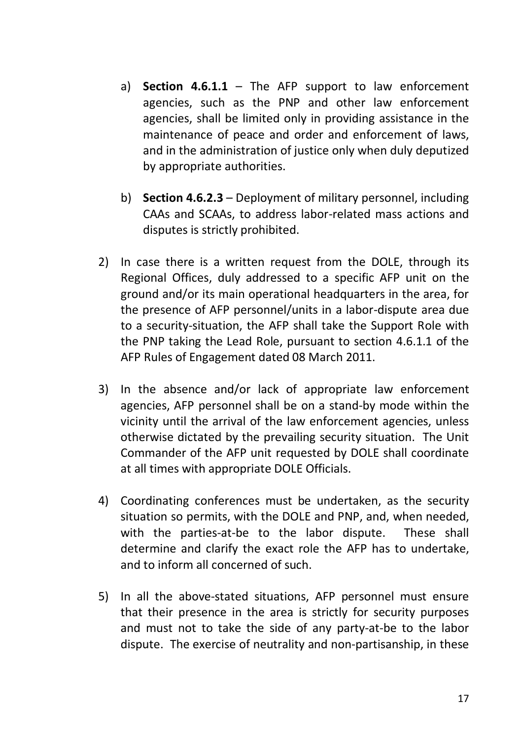a) **Section 4.6.1.1** – The AFP support to law enforcement agencies, such as the PNP and other law enforcement agencies, shall be limited only in providing assistance in the maintenance of peace and order and enforcement of laws, and in the administration of justice only when duly deputized by appropriate authorities.

b) **Section 4.6.2.3** – Deployment of military personnel, including CAAs and SCAAs, to address labor-related mass actions and disputes is strictly prohibited.

2) In case there is a written request from the DOLE, through its Regional Offices, duly addressed to a specific AFP unit on the ground and/or its main operational headquarters in the area, for the presence of AFP personnel/units in a labor-dispute area due to a security-situation, the AFP shall take the Support Role with the PNP taking the Lead Role, pursuant to section 4.6.1.1 of the AFP Rules of Engagement dated 08 March 2011.

3) In the absence and/or lack of appropriate law enforcement agencies, AFP personnel shall be on a stand-by mode within the vicinity until the arrival of the law enforcement agencies, unless otherwise dictated by the prevailing security situation. The Unit Commander of the AFP unit requested by DOLE shall coordinate at all times with appropriate DOLE Officials.

4) Coordinating conferences must be undertaken, as the security situation so permits, with the DOLE and PNP, and, when needed, with the parties-at-be to the labor dispute. These shall determine and clarify the exact role the AFP has to undertake, and to inform all concerned of such.

5) In all the above-stated situations, AFP personnel must ensure that their presence in the area is strictly for security purposes and must not to take the side of any party-at-be to the labor dispute. The exercise of neutrality and non-partisanship, in these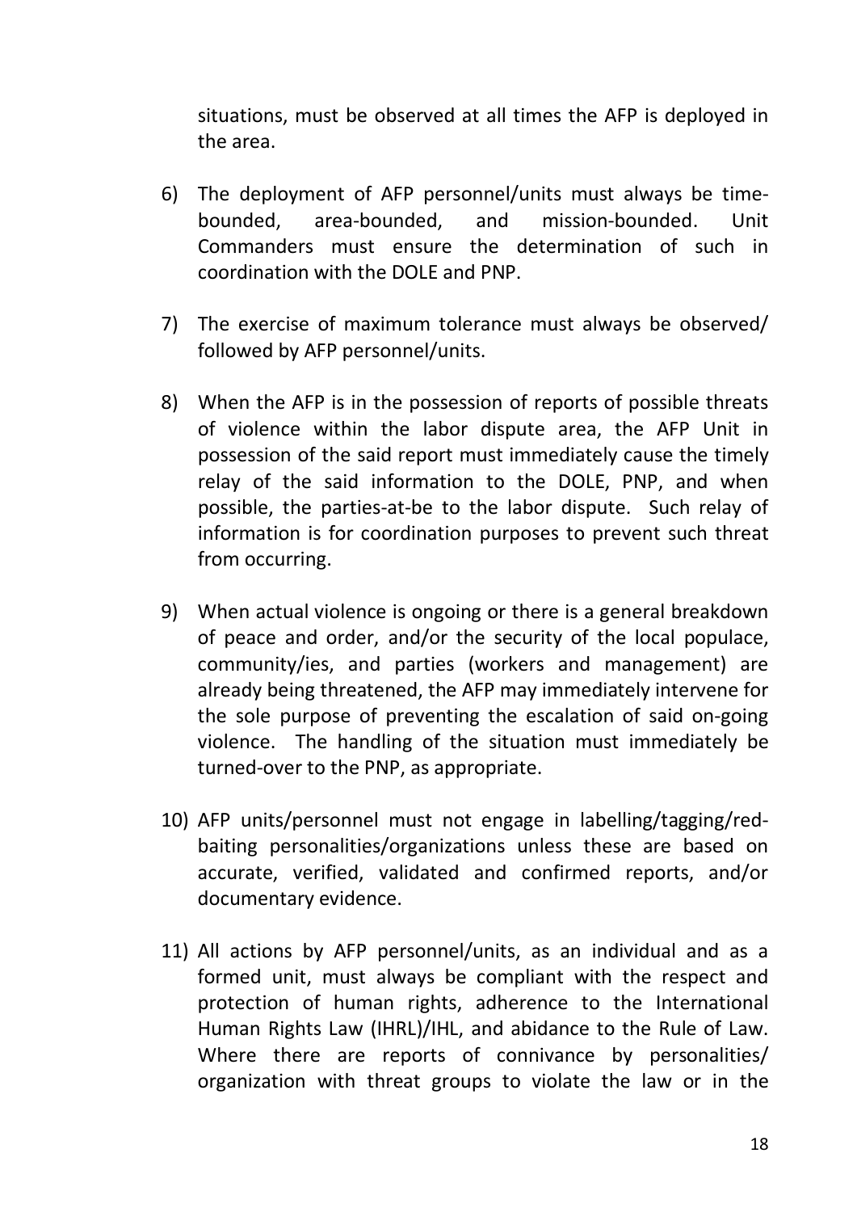situations, must be observed at all times the AFP is deployed in the area.

6) The deployment of AFP personnel/units must always be time-bounded, area-bounded, and mission-bounded. Unit Commanders must ensure the determination of such in coordination with the DOLE and PNP.

7) The exercise of maximum tolerance must always be observed/ followed by AFP personnel/units.

8) When the AFP is in the possession of reports of possible threats of violence within the labor dispute area, the AFP Unit in possession of the said report must immediately cause the timely relay of the said information to the DOLE, PNP, and when possible, the parties-at-be to the labor dispute. Such relay of information is for coordination purposes to prevent such threat from occurring.

9) When actual violence is ongoing or there is a general breakdown of peace and order, and/or the security of the local populace, community/ies, and parties (workers and management) are already being threatened, the AFP may immediately intervene for the sole purpose of preventing the escalation of said on-going violence. The handling of the situation must immediately be turned-over to the PNP, as appropriate.

10) AFP units/personnel must not engage in labelling/tagging/red-baiting personalities/organizations unless these are based on accurate, verified, validated and confirmed reports, and/or documentary evidence.

11) All actions by AFP personnel/units, as an individual and as a formed unit, must always be compliant with the respect and protection of human rights, adherence to the International Human Rights Law (IHRL)/IHL, and abidance to the Rule of Law. Where there are reports of connivance by personalities/ organization with threat groups to violate the law or in the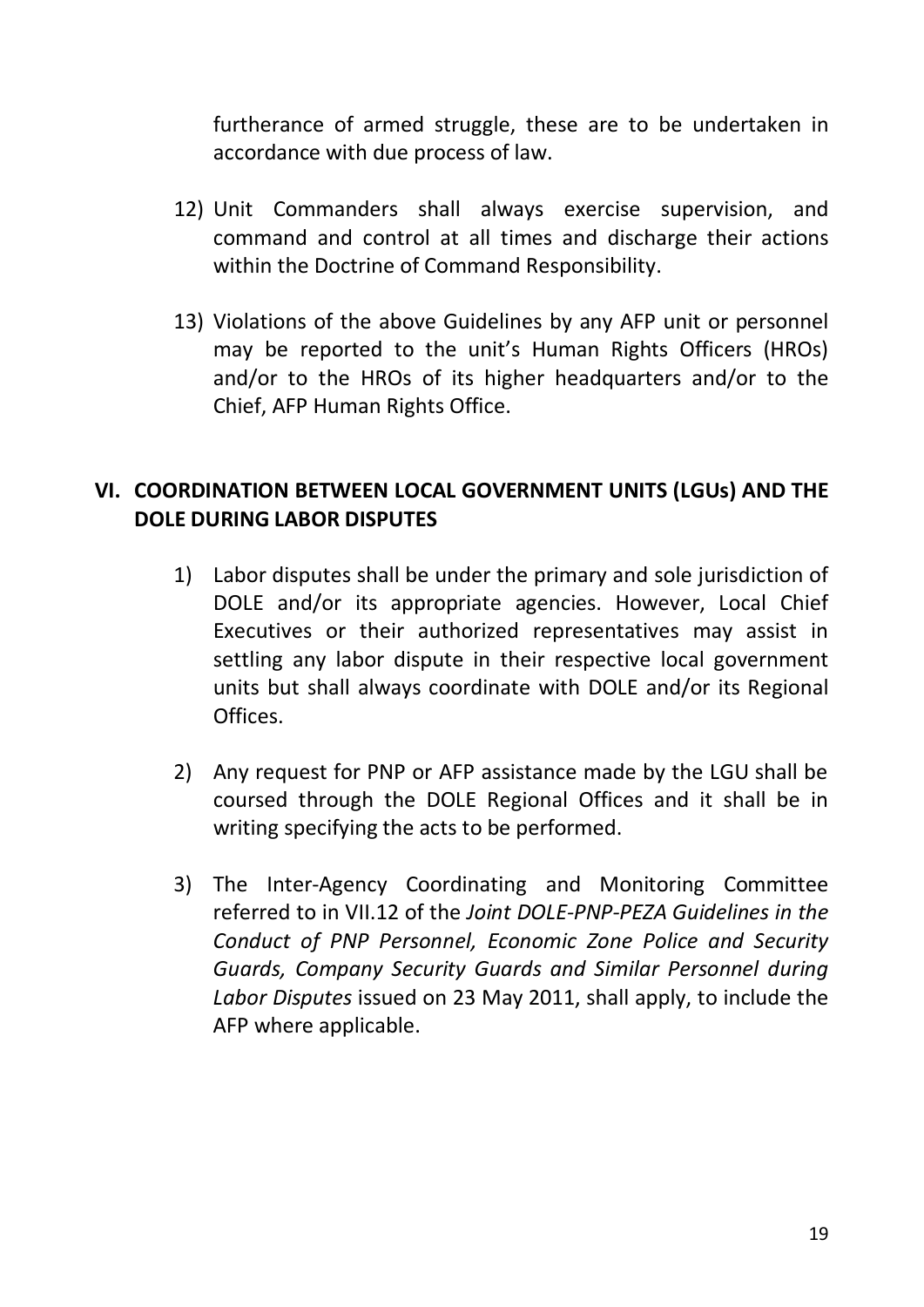furtherance of armed struggle, these are to be undertaken in accordance with due process of law.

12) Unit Commanders shall always exercise supervision, and command and control at all times and discharge their actions within the Doctrine of Command Responsibility.

13) Violations of the above Guidelines by any AFP unit or personnel may be reported to the unit's Human Rights Officers (HROs) and/or to the HROs of its higher headquarters and/or to the Chief, AFP Human Rights Office.

## VI. COORDINATION BETWEEN LOCAL GOVERNMENT UNITS (LGUs) AND THE DOLE DURING LABOR DISPUTES

1) Labor disputes shall be under the primary and sole jurisdiction of DOLE and/or its appropriate agencies. However, Local Chief Executives or their authorized representatives may assist in settling any labor dispute in their respective local government units but shall always coordinate with DOLE and/or its Regional Offices.

2) Any request for PNP or AFP assistance made by the LGU shall be coursed through the DOLE Regional Offices and it shall be in writing specifying the acts to be performed.

3) The Inter-Agency Coordinating and Monitoring Committee referred to in VII.12 of the *Joint DOLE-PNP-PEZA Guidelines in the Conduct of PNP Personnel, Economic Zone Police and Security Guards, Company Security Guards and Similar Personnel during Labor Disputes* issued on 23 May 2011, shall apply, to include the AFP where applicable.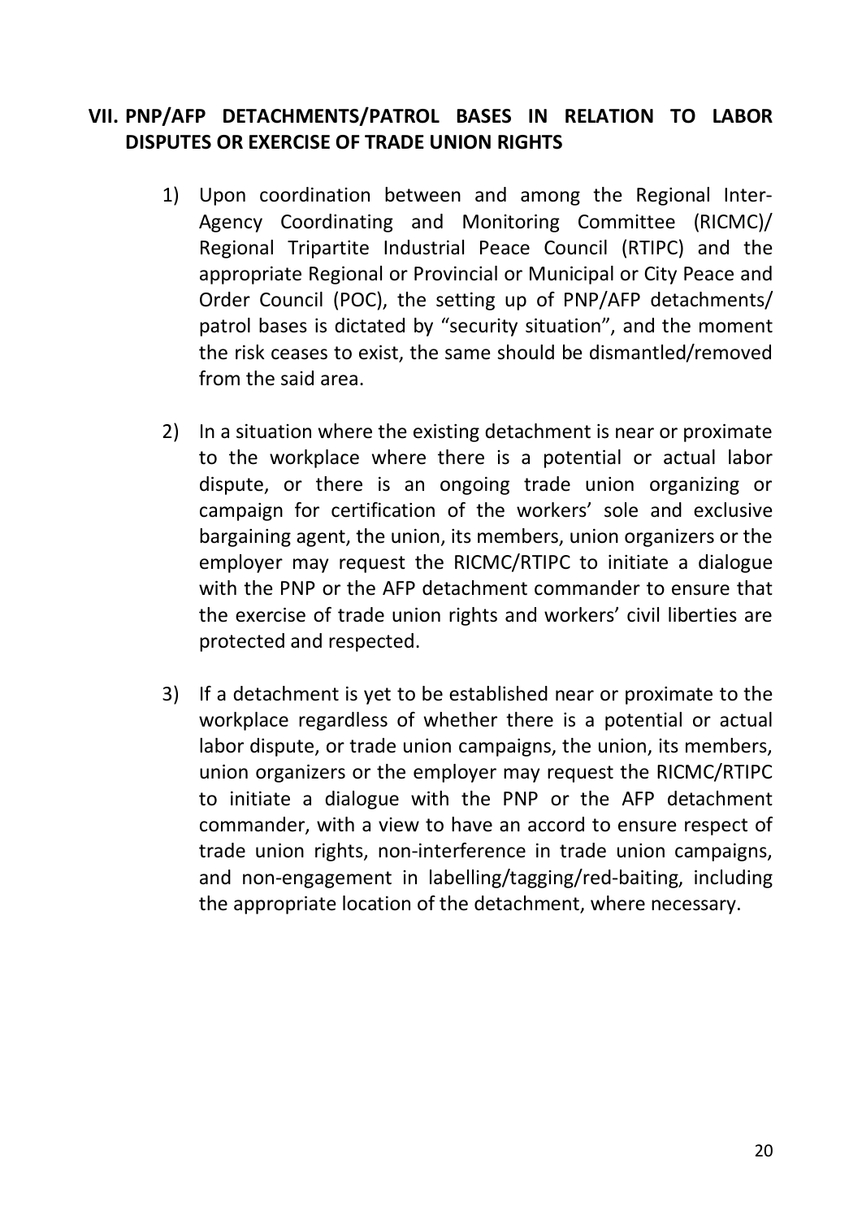## VII. PNP/AFP DETACHMENTS/PATROL BASES IN RELATION TO LABOR DISPUTES OR EXERCISE OF TRADE UNION RIGHTS

1) Upon coordination between and among the Regional Inter-Agency Coordinating and Monitoring Committee (RICMC)/ Regional Tripartite Industrial Peace Council (RTIPC) and the appropriate Regional or Provincial or Municipal or City Peace and Order Council (POC), the setting up of PNP/AFP detachments/ patrol bases is dictated by "security situation", and the moment the risk ceases to exist, the same should be dismantled/removed from the said area.

2) In a situation where the existing detachment is near or proximate to the workplace where there is a potential or actual labor dispute, or there is an ongoing trade union organizing or campaign for certification of the workers' sole and exclusive bargaining agent, the union, its members, union organizers or the employer may request the RICMC/RTIPC to initiate a dialogue with the PNP or the AFP detachment commander to ensure that the exercise of trade union rights and workers' civil liberties are protected and respected.

3) If a detachment is yet to be established near or proximate to the workplace regardless of whether there is a potential or actual labor dispute, or trade union campaigns, the union, its members, union organizers or the employer may request the RICMC/RTIPC to initiate a dialogue with the PNP or the AFP detachment commander, with a view to have an accord to ensure respect of trade union rights, non-interference in trade union campaigns, and non-engagement in labelling/tagging/red-baiting, including the appropriate location of the detachment, where necessary.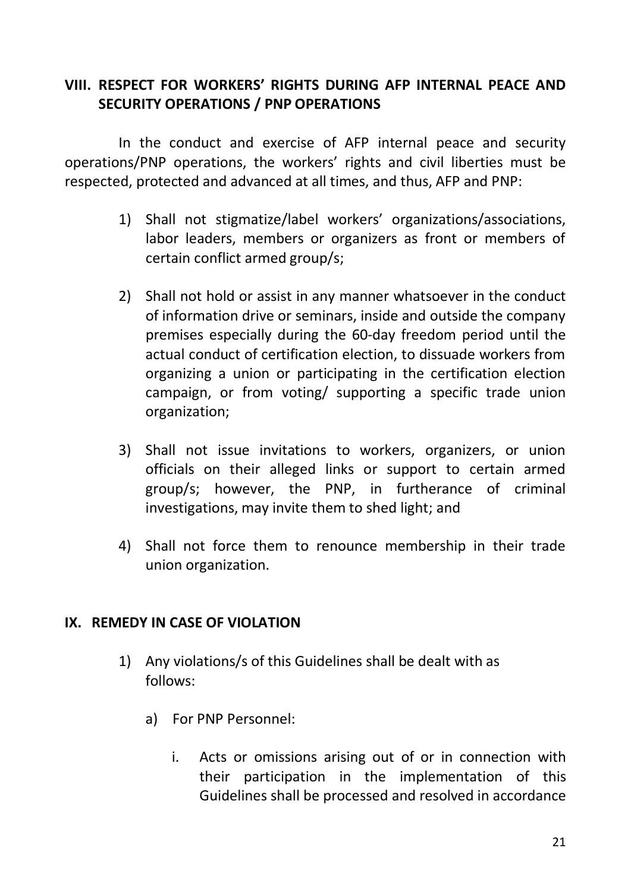## VIII. RESPECT FOR WORKERS' RIGHTS DURING AFP INTERNAL PEACE AND SECURITY OPERATIONS / PNP OPERATIONS

In the conduct and exercise of AFP internal peace and security operations/PNP operations, the workers' rights and civil liberties must be respected, protected and advanced at all times, and thus, AFP and PNP:

1) Shall not stigmatize/label workers' organizations/associations, labor leaders, members or organizers as front or members of certain conflict armed group/s;

2) Shall not hold or assist in any manner whatsoever in the conduct of information drive or seminars, inside and outside the company premises especially during the 60-day freedom period until the actual conduct of certification election, to dissuade workers from organizing a union or participating in the certification election campaign, or from voting/ supporting a specific trade union organization;

3) Shall not issue invitations to workers, organizers, or union officials on their alleged links or support to certain armed group/s; however, the PNP, in furtherance of criminal investigations, may invite them to shed light; and

4) Shall not force them to renounce membership in their trade union organization.

## IX. REMEDY IN CASE OF VIOLATION

1) Any violations/s of this Guidelines shall be dealt with as follows:

    a) For PNP Personnel:

        i. Acts or omissions arising out of or in connection with their participation in the implementation of this Guidelines shall be processed and resolved in accordance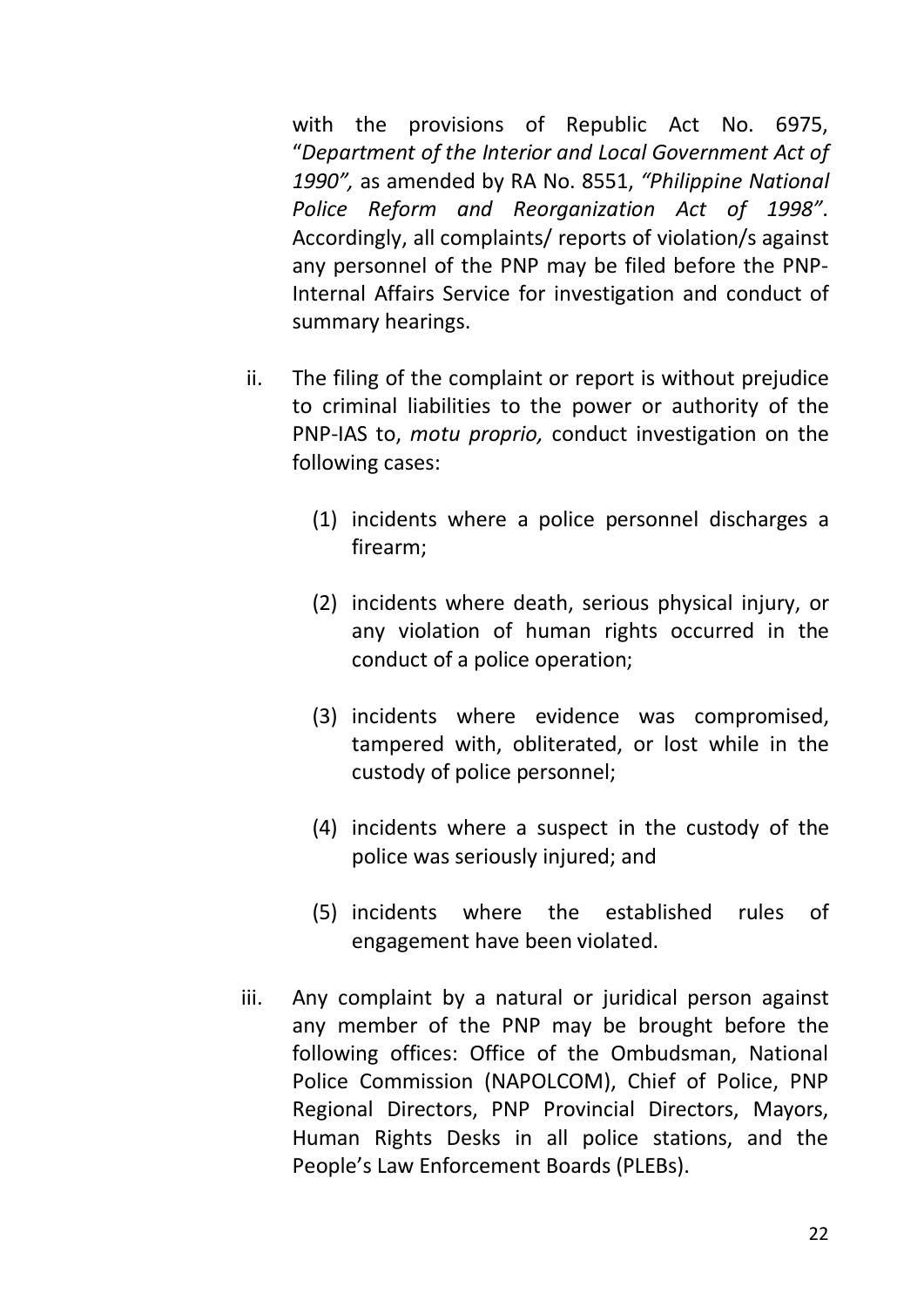with the provisions of Republic Act No. 6975, "*Department of the Interior and Local Government Act of 1990",* as amended by RA No. 8551, *"Philippine National Police Reform and Reorganization Act of 1998"*. Accordingly, all complaints/ reports of violation/s against any personnel of the PNP may be filed before the PNP-Internal Affairs Service for investigation and conduct of summary hearings.

ii. The filing of the complaint or report is without prejudice to criminal liabilities to the power or authority of the PNP-IAS to, *motu proprio,* conduct investigation on the following cases:

   (1) incidents where a police personnel discharges a firearm;

   (2) incidents where death, serious physical injury, or any violation of human rights occurred in the conduct of a police operation;

   (3) incidents where evidence was compromised, tampered with, obliterated, or lost while in the custody of police personnel;

   (4) incidents where a suspect in the custody of the police was seriously injured; and

   (5) incidents where the established rules of engagement have been violated.

iii. Any complaint by a natural or juridical person against any member of the PNP may be brought before the following offices: Office of the Ombudsman, National Police Commission (NAPOLCOM), Chief of Police, PNP Regional Directors, PNP Provincial Directors, Mayors, Human Rights Desks in all police stations, and the People's Law Enforcement Boards (PLEBs).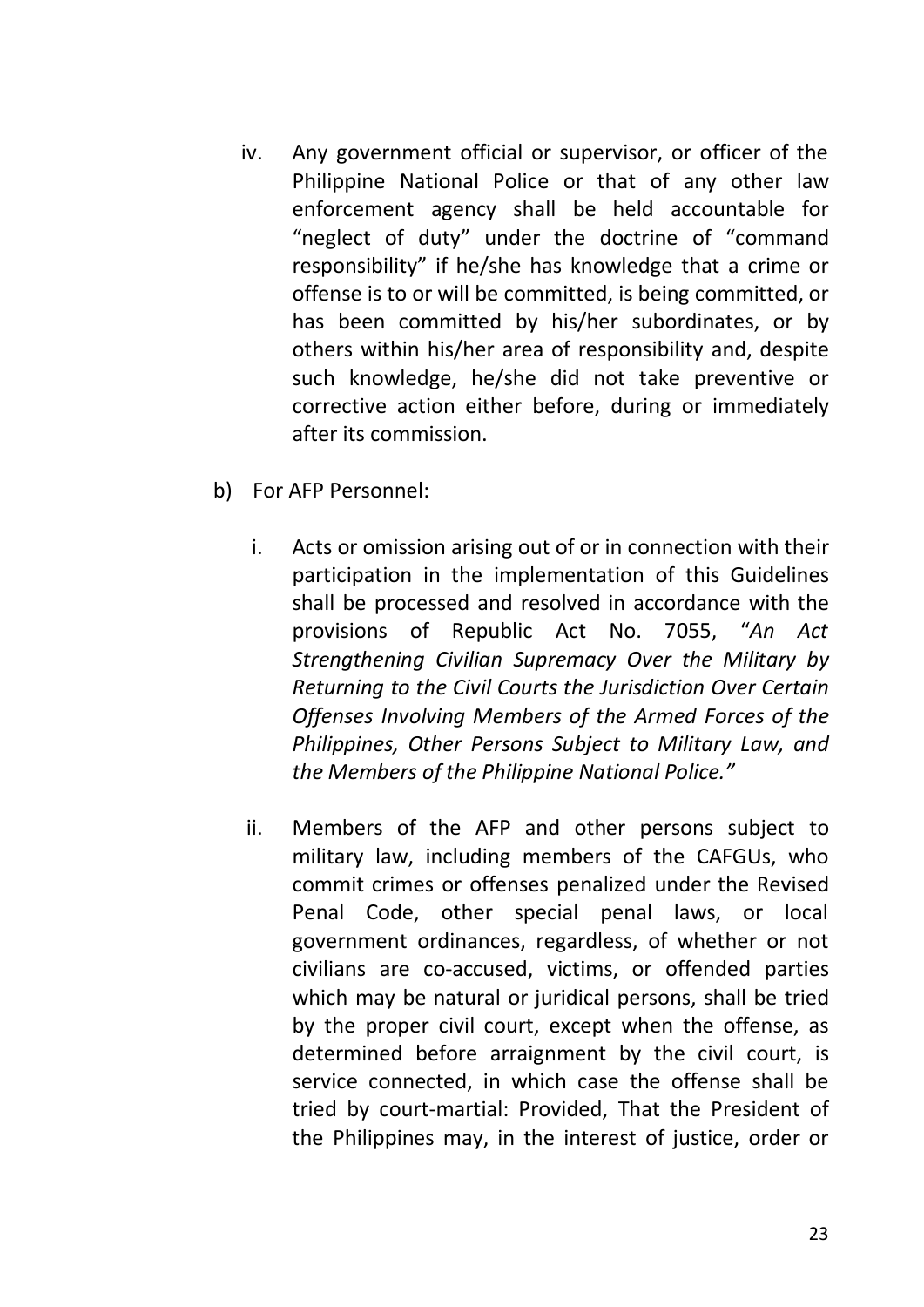iv. Any government official or supervisor, or officer of the Philippine National Police or that of any other law enforcement agency shall be held accountable for "neglect of duty" under the doctrine of "command responsibility" if he/she has knowledge that a crime or offense is to or will be committed, is being committed, or has been committed by his/her subordinates, or by others within his/her area of responsibility and, despite such knowledge, he/she did not take preventive or corrective action either before, during or immediately after its commission.

b) For AFP Personnel:

i. Acts or omission arising out of or in connection with their participation in the implementation of this Guidelines shall be processed and resolved in accordance with the provisions of Republic Act No. 7055, "*An Act Strengthening Civilian Supremacy Over the Military by Returning to the Civil Courts the Jurisdiction Over Certain Offenses Involving Members of the Armed Forces of the Philippines, Other Persons Subject to Military Law, and the Members of the Philippine National Police.*"

ii. Members of the AFP and other persons subject to military law, including members of the CAFGUs, who commit crimes or offenses penalized under the Revised Penal Code, other special penal laws, or local government ordinances, regardless, of whether or not civilians are co-accused, victims, or offended parties which may be natural or juridical persons, shall be tried by the proper civil court, except when the offense, as determined before arraignment by the civil court, is service connected, in which case the offense shall be tried by court-martial: Provided, That the President of the Philippines may, in the interest of justice, order or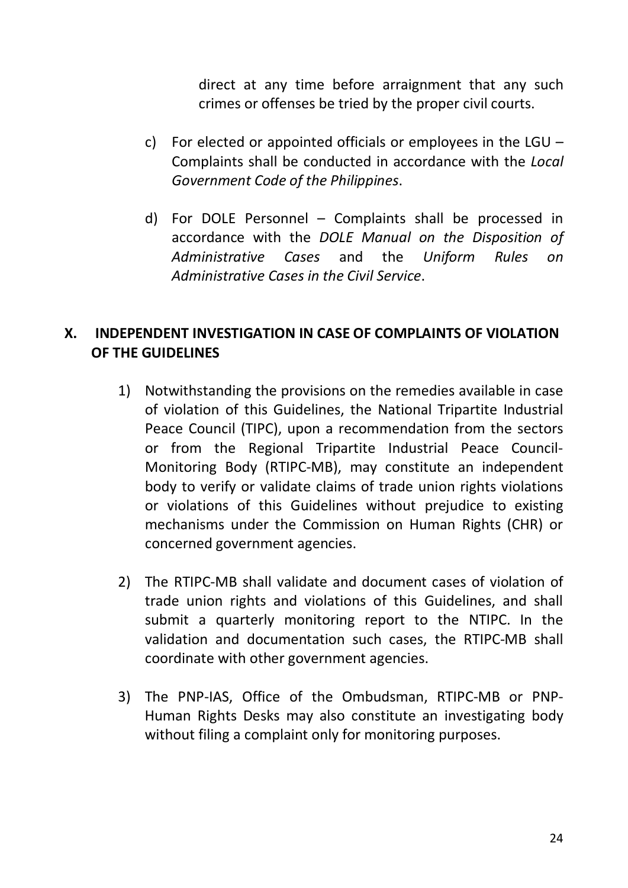direct at any time before arraignment that any such crimes or offenses be tried by the proper civil courts.

c) For elected or appointed officials or employees in the LGU – Complaints shall be conducted in accordance with the *Local Government Code of the Philippines*.

d) For DOLE Personnel – Complaints shall be processed in accordance with the *DOLE Manual on the Disposition of Administrative Cases* and the *Uniform Rules on Administrative Cases in the Civil Service*.

## X. INDEPENDENT INVESTIGATION IN CASE OF COMPLAINTS OF VIOLATION OF THE GUIDELINES

1) Notwithstanding the provisions on the remedies available in case of violation of this Guidelines, the National Tripartite Industrial Peace Council (TIPC), upon a recommendation from the sectors or from the Regional Tripartite Industrial Peace Council-Monitoring Body (RTIPC-MB), may constitute an independent body to verify or validate claims of trade union rights violations or violations of this Guidelines without prejudice to existing mechanisms under the Commission on Human Rights (CHR) or concerned government agencies.

2) The RTIPC-MB shall validate and document cases of violation of trade union rights and violations of this Guidelines, and shall submit a quarterly monitoring report to the NTIPC. In the validation and documentation such cases, the RTIPC-MB shall coordinate with other government agencies.

3) The PNP-IAS, Office of the Ombudsman, RTIPC-MB or PNP-Human Rights Desks may also constitute an investigating body without filing a complaint only for monitoring purposes.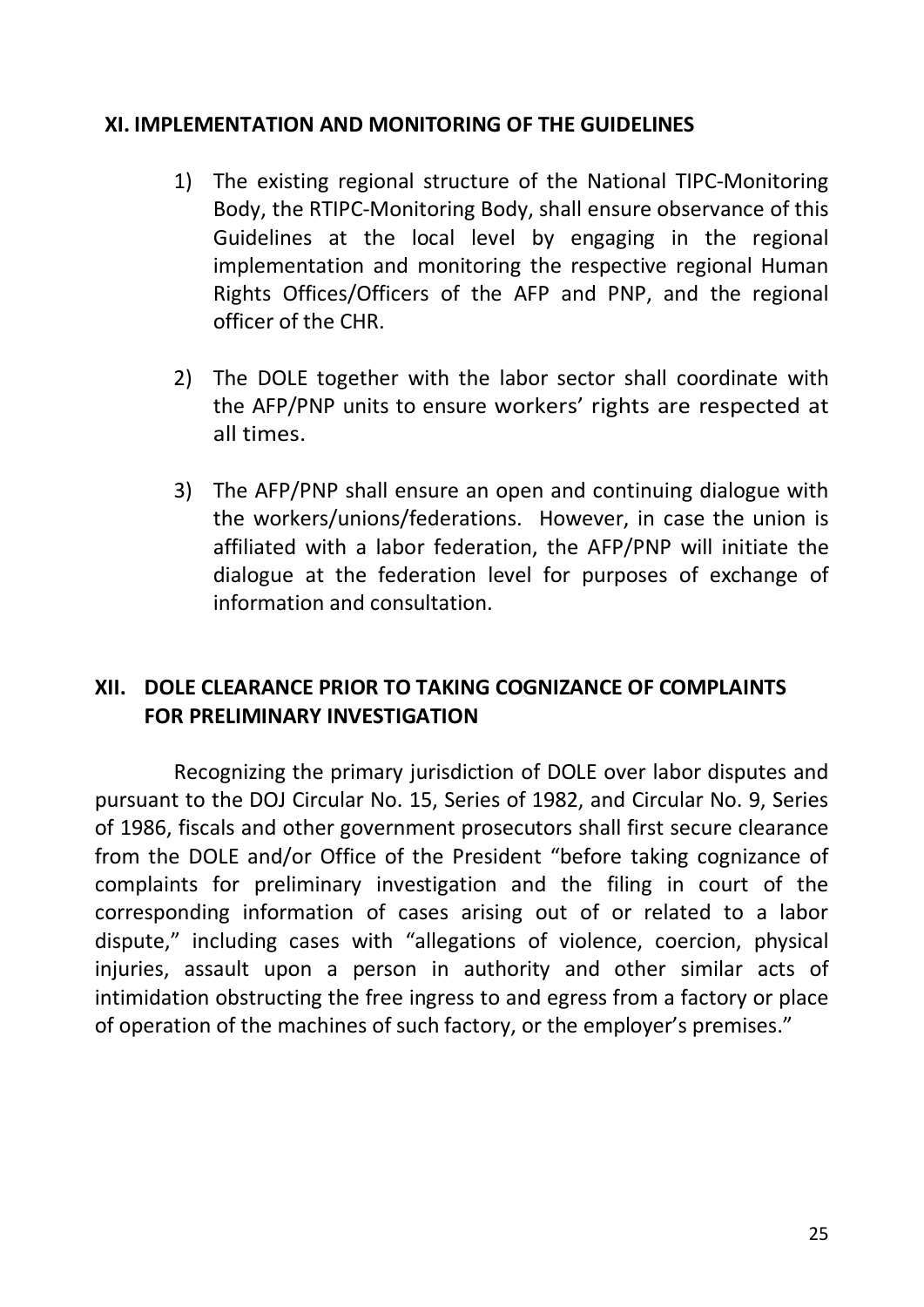## XI. IMPLEMENTATION AND MONITORING OF THE GUIDELINES

1) The existing regional structure of the National TIPC-Monitoring Body, the RTIPC-Monitoring Body, shall ensure observance of this Guidelines at the local level by engaging in the regional implementation and monitoring the respective regional Human Rights Offices/Officers of the AFP and PNP, and the regional officer of the CHR.

2) The DOLE together with the labor sector shall coordinate with the AFP/PNP units to ensure workers' rights are respected at all times.

3) The AFP/PNP shall ensure an open and continuing dialogue with the workers/unions/federations. However, in case the union is affiliated with a labor federation, the AFP/PNP will initiate the dialogue at the federation level for purposes of exchange of information and consultation.

## XII. DOLE CLEARANCE PRIOR TO TAKING COGNIZANCE OF COMPLAINTS FOR PRELIMINARY INVESTIGATION

Recognizing the primary jurisdiction of DOLE over labor disputes and pursuant to the DOJ Circular No. 15, Series of 1982, and Circular No. 9, Series of 1986, fiscals and other government prosecutors shall first secure clearance from the DOLE and/or Office of the President "before taking cognizance of complaints for preliminary investigation and the filing in court of the corresponding information of cases arising out of or related to a labor dispute," including cases with "allegations of violence, coercion, physical injuries, assault upon a person in authority and other similar acts of intimidation obstructing the free ingress to and egress from a factory or place of operation of the machines of such factory, or the employer's premises."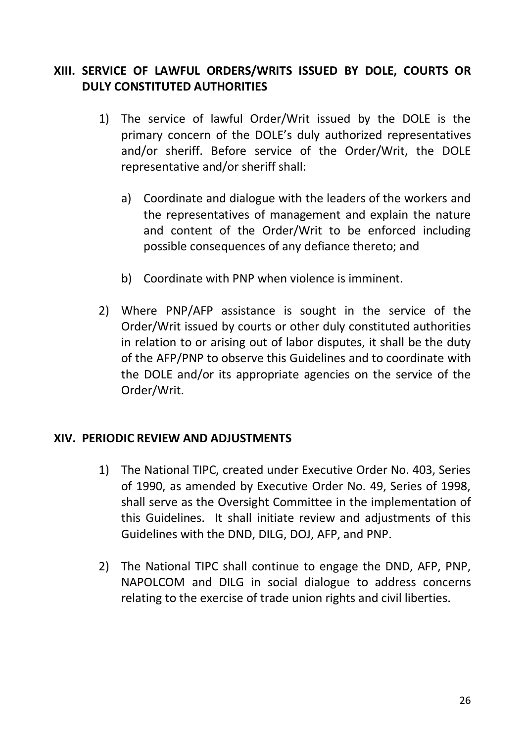## XIII. SERVICE OF LAWFUL ORDERS/WRITS ISSUED BY DOLE, COURTS OR DULY CONSTITUTED AUTHORITIES

1) The service of lawful Order/Writ issued by the DOLE is the primary concern of the DOLE's duly authorized representatives and/or sheriff. Before service of the Order/Writ, the DOLE representative and/or sheriff shall:

   a) Coordinate and dialogue with the leaders of the workers and the representatives of management and explain the nature and content of the Order/Writ to be enforced including possible consequences of any defiance thereto; and

   b) Coordinate with PNP when violence is imminent.

2) Where PNP/AFP assistance is sought in the service of the Order/Writ issued by courts or other duly constituted authorities in relation to or arising out of labor disputes, it shall be the duty of the AFP/PNP to observe this Guidelines and to coordinate with the DOLE and/or its appropriate agencies on the service of the Order/Writ.

## XIV. PERIODIC REVIEW AND ADJUSTMENTS

1) The National TIPC, created under Executive Order No. 403, Series of 1990, as amended by Executive Order No. 49, Series of 1998, shall serve as the Oversight Committee in the implementation of this Guidelines. It shall initiate review and adjustments of this Guidelines with the DND, DILG, DOJ, AFP, and PNP.

2) The National TIPC shall continue to engage the DND, AFP, PNP, NAPOLCOM and DILG in social dialogue to address concerns relating to the exercise of trade union rights and civil liberties.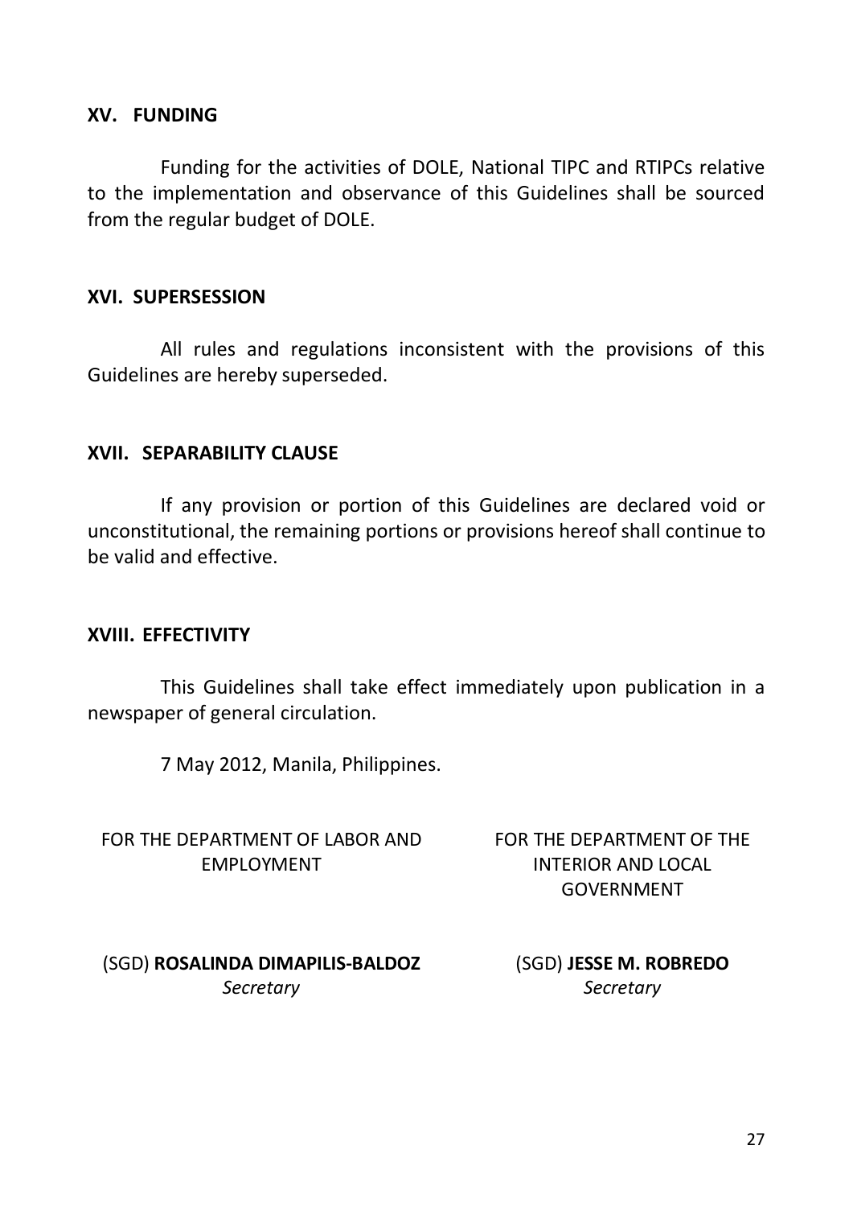## XV. FUNDING

Funding for the activities of DOLE, National TIPC and RTIPCs relative to the implementation and observance of this Guidelines shall be sourced from the regular budget of DOLE.

## XVI. SUPERSESSION

All rules and regulations inconsistent with the provisions of this Guidelines are hereby superseded.

## XVII. SEPARABILITY CLAUSE

If any provision or portion of this Guidelines are declared void or unconstitutional, the remaining portions or provisions hereof shall continue to be valid and effective.

## XVIII. EFFECTIVITY

This Guidelines shall take effect immediately upon publication in a newspaper of general circulation.

7 May 2012, Manila, Philippines.

FOR THE DEPARTMENT OF LABOR AND EMPLOYMENT

(SGD) **ROSALINDA DIMAPILIS-BALDOZ**
*Secretary*

FOR THE DEPARTMENT OF THE INTERIOR AND LOCAL GOVERNMENT

(SGD) **JESSE M. ROBREDO**
*Secretary*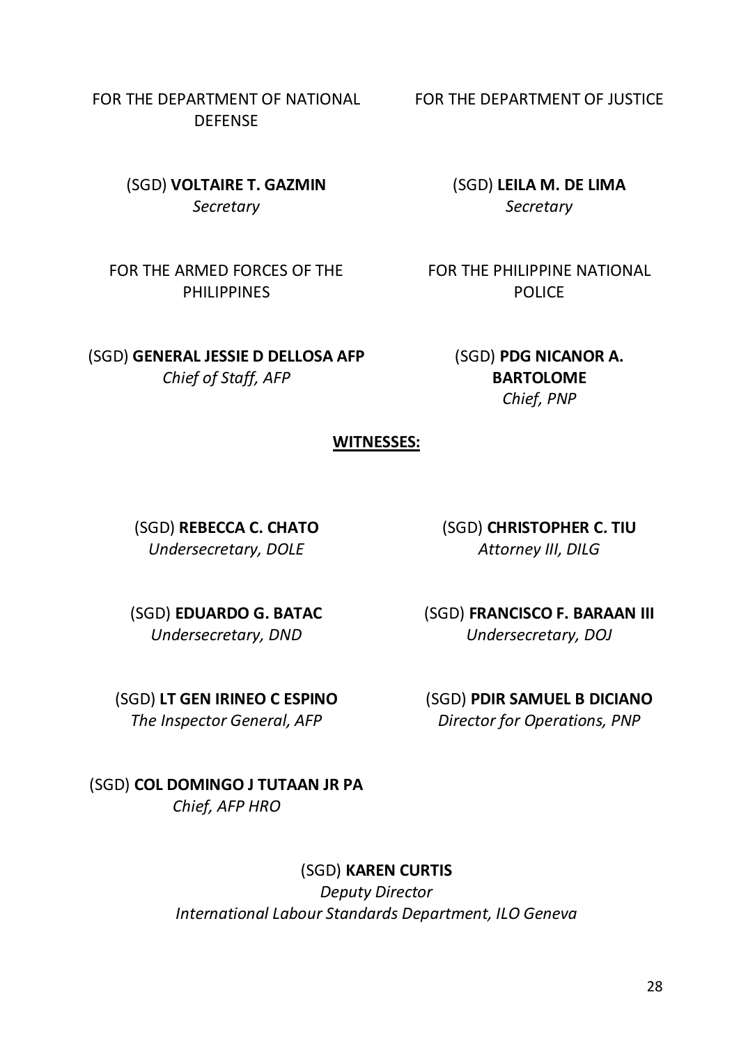FOR THE DEPARTMENT OF NATIONAL DEFENSE

(SGD) **VOLTAIRE T. GAZMIN**
*Secretary*

FOR THE DEPARTMENT OF JUSTICE

(SGD) **LEILA M. DE LIMA**
*Secretary*

FOR THE ARMED FORCES OF THE PHILIPPINES

(SGD) **GENERAL JESSIE D DELLOSA AFP**
*Chief of Staff, AFP*

FOR THE PHILIPPINE NATIONAL POLICE

(SGD) **PDG NICANOR A. BARTOLOME**
*Chief, PNP*

**WITNESSES:**

(SGD) **REBECCA C. CHATO**
*Undersecretary, DOLE*

(SGD) **CHRISTOPHER C. TIU**
*Attorney III, DILG*

(SGD) **EDUARDO G. BATAC**
*Undersecretary, DND*

(SGD) **FRANCISCO F. BARAAN III**
*Undersecretary, DOJ*

(SGD) **LT GEN IRINEO C ESPINO**
*The Inspector General, AFP*

(SGD) **PDIR SAMUEL B DICIANO**
*Director for Operations, PNP*

(SGD) **COL DOMINGO J TUTAAN JR PA**
*Chief, AFP HRO*

(SGD) **KAREN CURTIS**
*Deputy Director*
*International Labour Standards Department, ILO Geneva*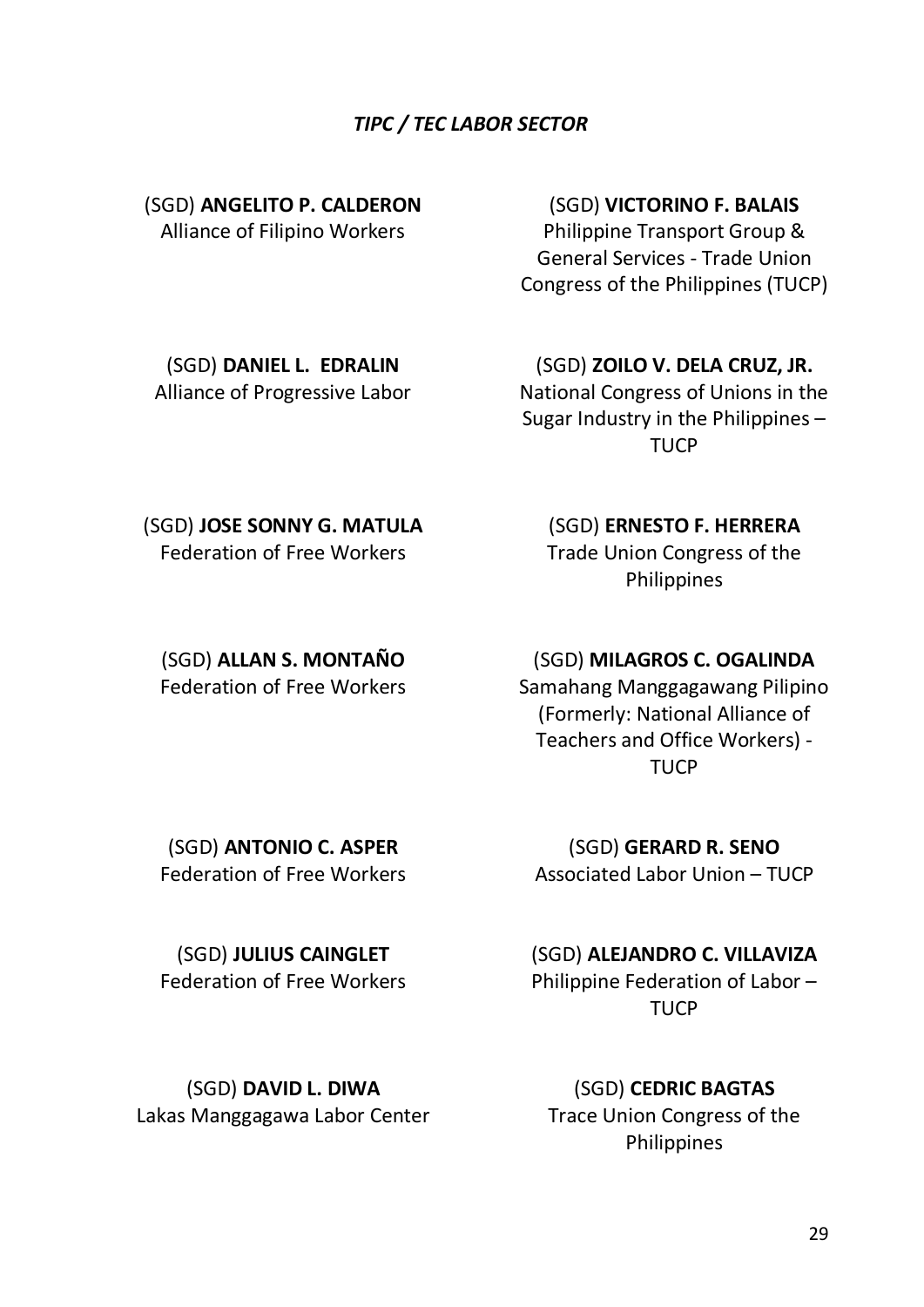*TIPC / TEC LABOR SECTOR*

(SGD) **ANGELITO P. CALDERON**
Alliance of Filipino Workers

(SGD) **VICTORINO F. BALAIS**
Philippine Transport Group & General Services - Trade Union Congress of the Philippines (TUCP)

(SGD) **DANIEL L. EDRALIN**
Alliance of Progressive Labor

(SGD) **ZOILO V. DELA CRUZ, JR.**
National Congress of Unions in the Sugar Industry in the Philippines – TUCP

(SGD) **JOSE SONNY G. MATULA**
Federation of Free Workers

(SGD) **ERNESTO F. HERRERA**
Trade Union Congress of the Philippines

(SGD) **ALLAN S. MONTAÑO**
Federation of Free Workers

(SGD) **MILAGROS C. OGALINDA**
Samahang Manggagawang Pilipino (Formerly: National Alliance of Teachers and Office Workers) - TUCP

(SGD) **ANTONIO C. ASPER**
Federation of Free Workers

(SGD) **GERARD R. SENO**
Associated Labor Union – TUCP

(SGD) **JULIUS CAINGLET**
Federation of Free Workers

(SGD) **ALEJANDRO C. VILLAVIZA**
Philippine Federation of Labor – TUCP

(SGD) **DAVID L. DIWA**
Lakas Manggagawa Labor Center

(SGD) **CEDRIC BAGTAS**
Trace Union Congress of the Philippines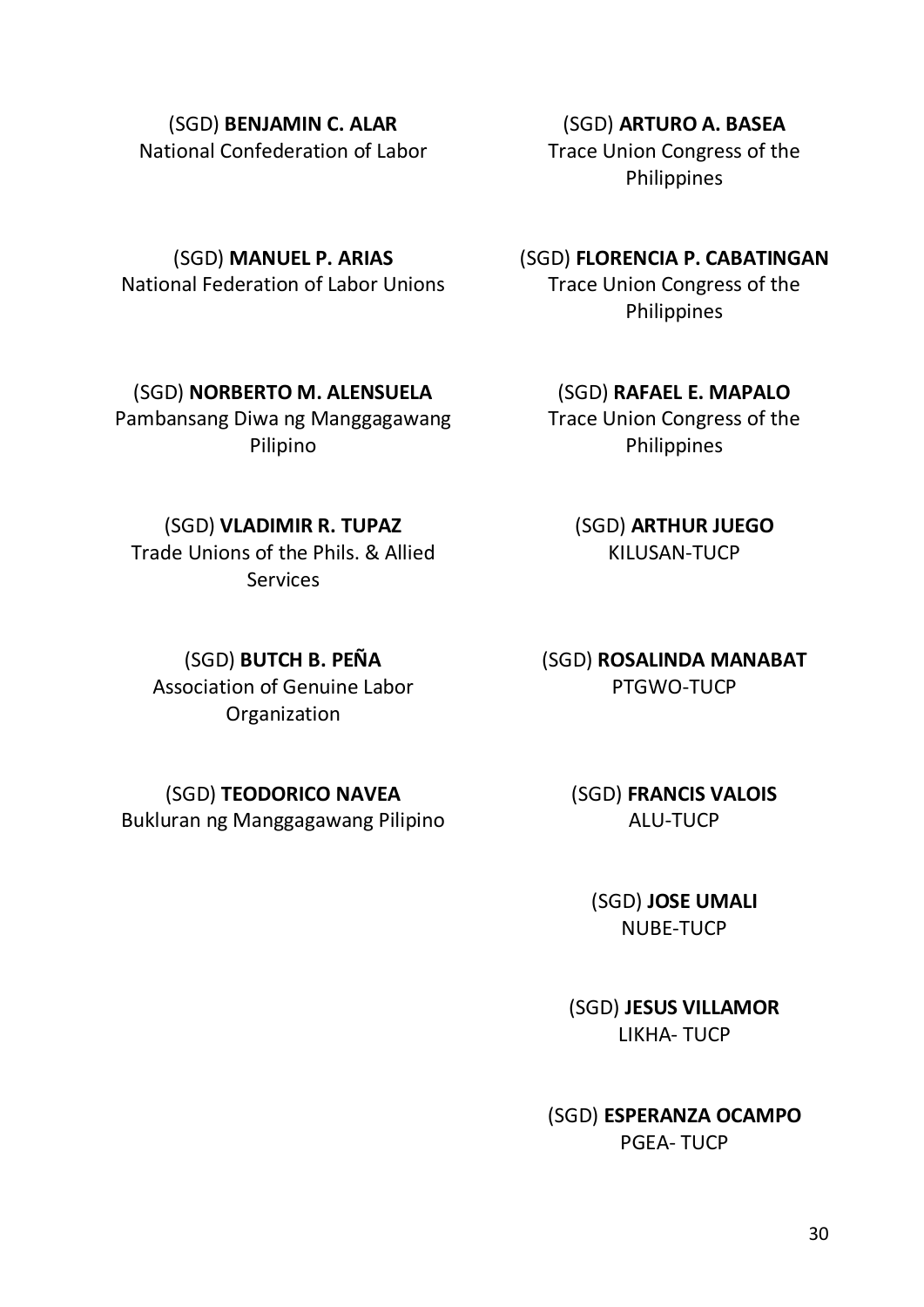(SGD) **BENJAMIN C. ALAR**
National Confederation of Labor

(SGD) **MANUEL P. ARIAS**
National Federation of Labor Unions

(SGD) **NORBERTO M. ALENSUELA**
Pambansang Diwa ng Manggagawang Pilipino

(SGD) **VLADIMIR R. TUPAZ**
Trade Unions of the Phils. & Allied Services

(SGD) **BUTCH B. PEÑA**
Association of Genuine Labor Organization

(SGD) **TEODORICO NAVEA**
Bukluran ng Manggagawang Pilipino

(SGD) **ARTURO A. BASEA**
Trace Union Congress of the Philippines

(SGD) **FLORENCIA P. CABATINGAN**
Trace Union Congress of the Philippines

(SGD) **RAFAEL E. MAPALO**
Trace Union Congress of the Philippines

(SGD) **ARTHUR JUEGO**
KILUSAN-TUCP

(SGD) **ROSALINDA MANABAT**
PTGWO-TUCP

(SGD) **FRANCIS VALOIS**
ALU-TUCP

(SGD) **JOSE UMALI**
NUBE-TUCP

(SGD) **JESUS VILLAMOR**
LIKHA- TUCP

(SGD) **ESPERANZA OCAMPO**
PGEA- TUCP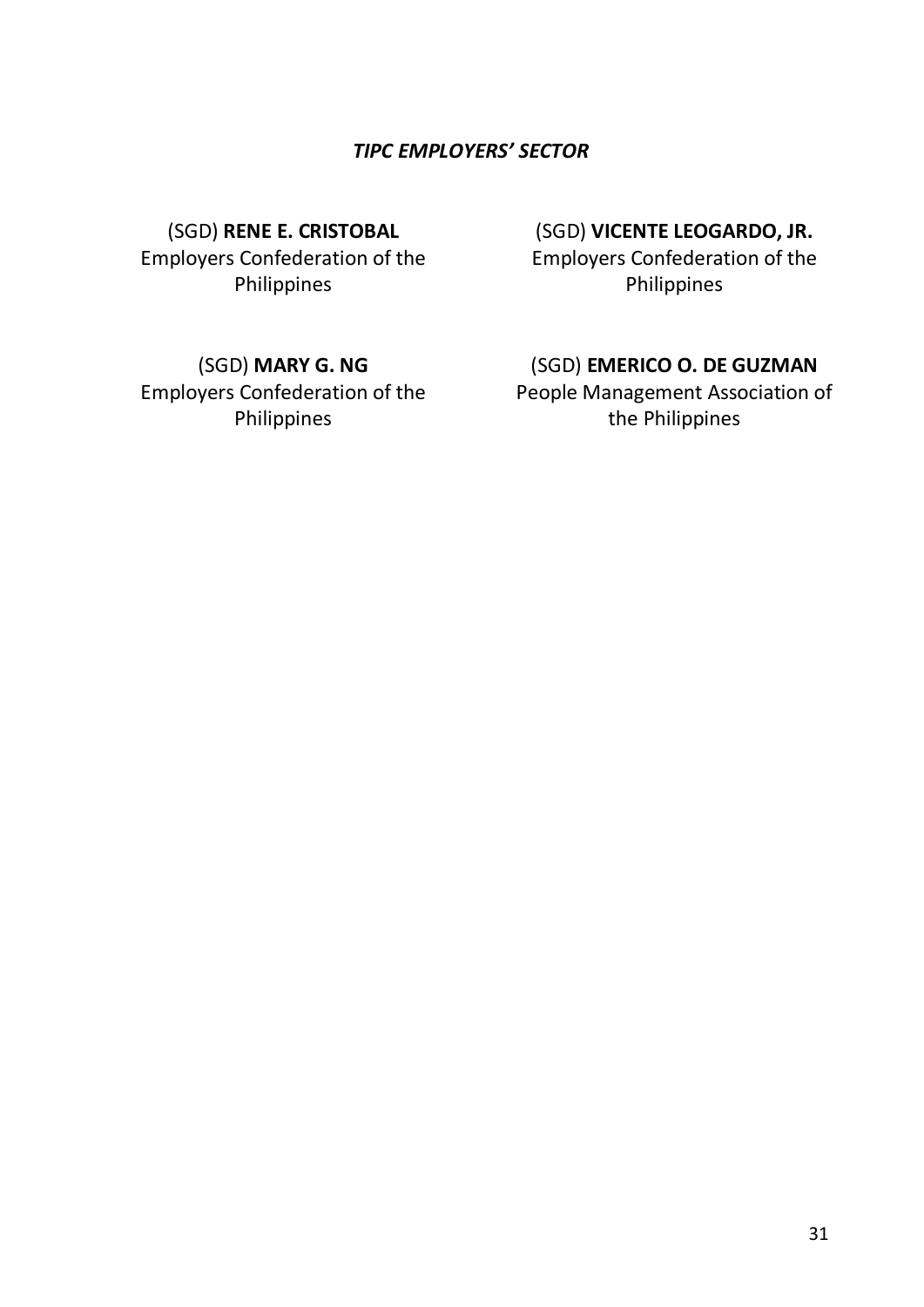***TIPC EMPLOYERS' SECTOR***

(SGD) **RENE E. CRISTOBAL**
Employers Confederation of the Philippines

(SGD) **VICENTE LEOGARDO, JR.**
Employers Confederation of the Philippines

(SGD) **MARY G. NG**
Employers Confederation of the Philippines

(SGD) **EMERICO O. DE GUZMAN**
People Management Association of the Philippines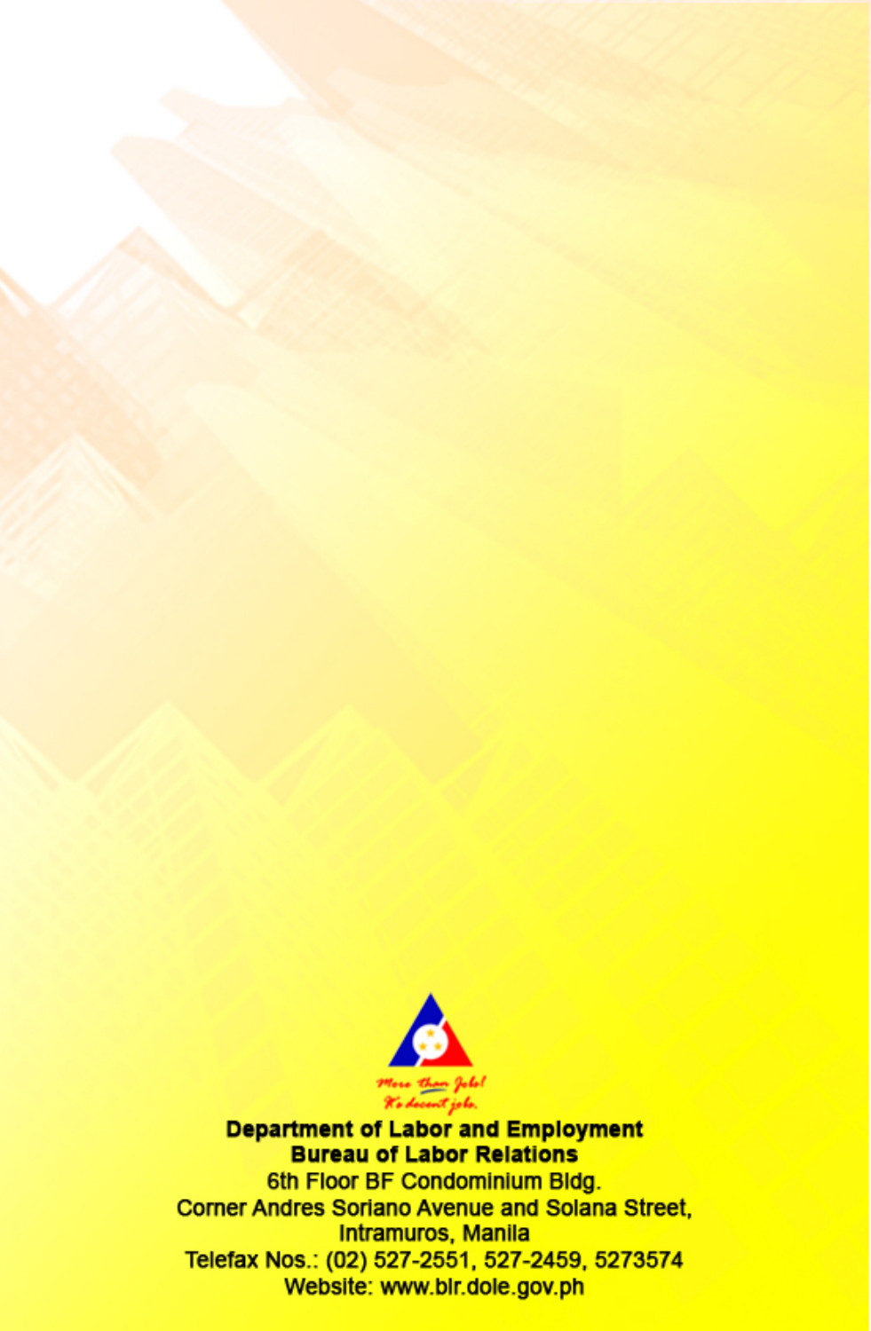*More than Jobs! Ko decent jobs.*

**Department of Labor and Employment**
**Bureau of Labor Relations**
6th Floor BF Condominium Bldg.
Corner Andres Soriano Avenue and Solana Street,
Intramuros, Manila
Telefax Nos.: (02) 527-2551, 527-2459, 5273574
Website: www.blr.dole.gov.ph